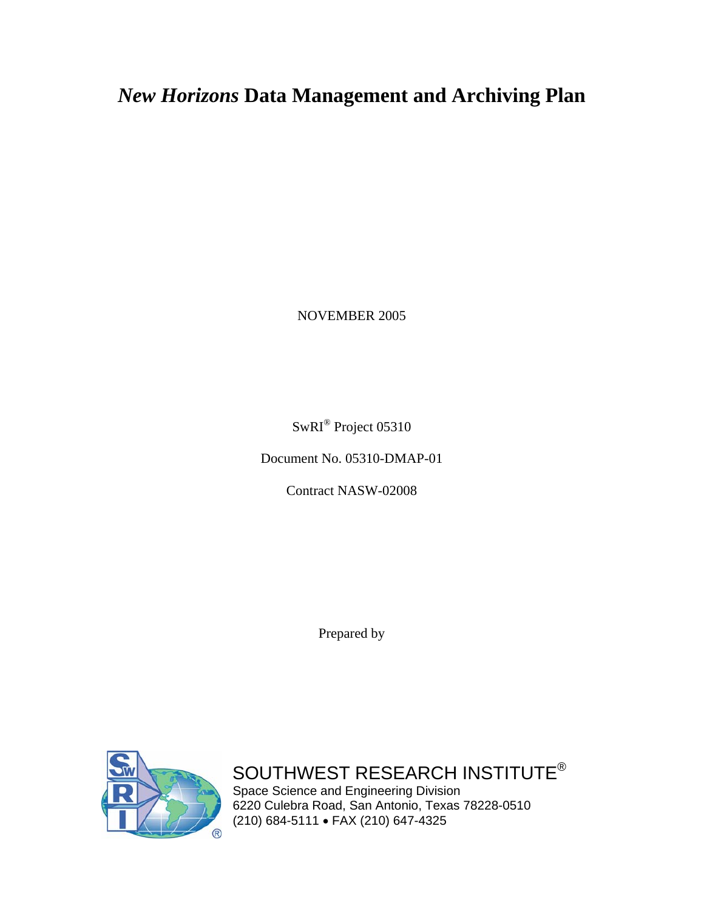# *New Horizons* Data Management and Archiving Plan

NOVEMBER 2005

SwRI® Project 05310

Document No. 05310-DMAP-01

Contract NASW-02008

Prepared by

SOUTHWEST RESEARCH INSTITUTE®
Space Science and Engineering Division
6220 Culebra Road, San Antonio, Texas 78228-0510
(210) 684-5111 • FAX (210) 647-4325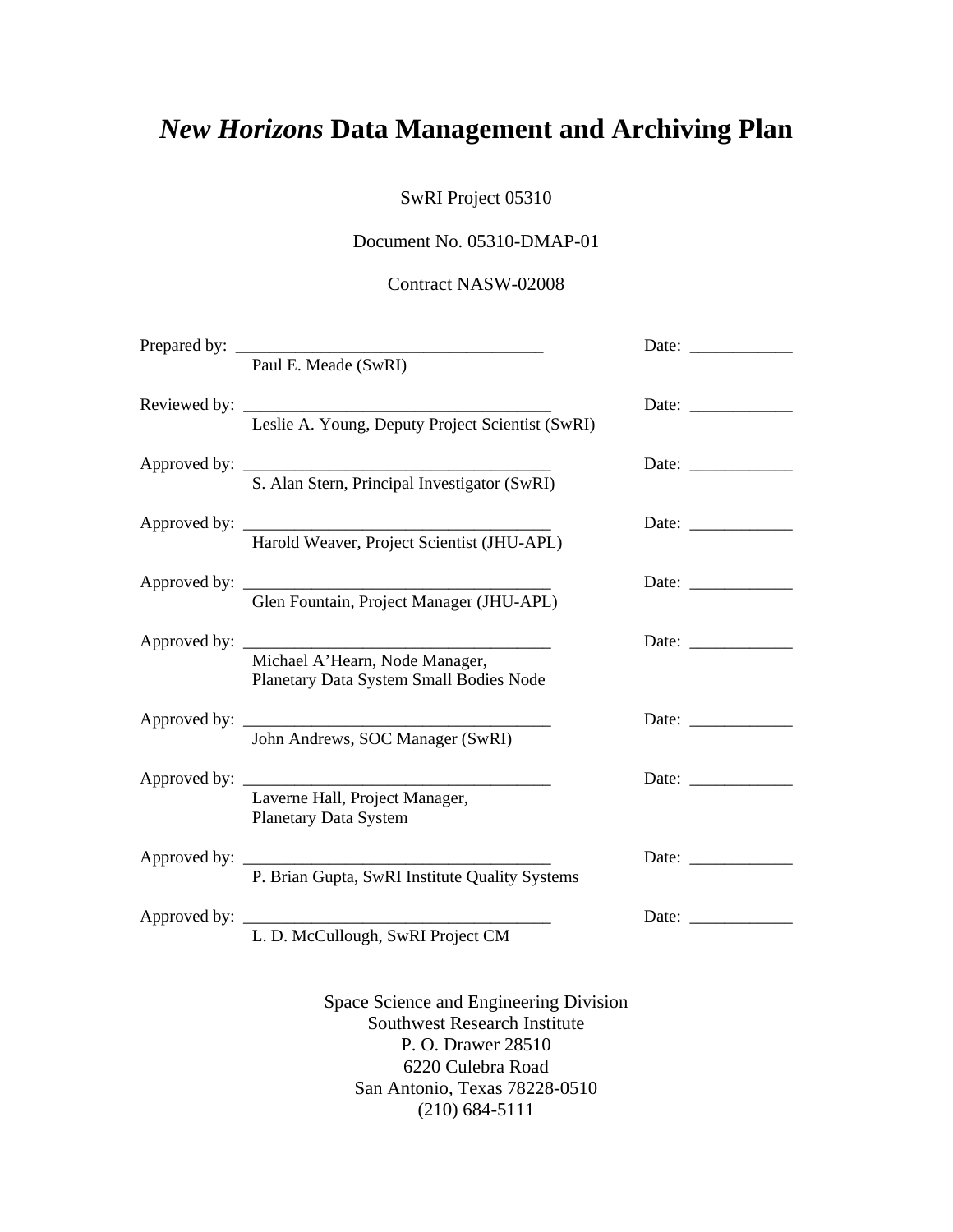# *New Horizons* Data Management and Archiving Plan

SwRI Project 05310

Document No. 05310-DMAP-01

Contract NASW-02008

Prepared by: ____________________________________ Date: ____________
Paul E. Meade (SwRI)

Reviewed by: ____________________________________ Date: ____________
Leslie A. Young, Deputy Project Scientist (SwRI)

Approved by: ____________________________________ Date: ____________
S. Alan Stern, Principal Investigator (SwRI)

Approved by: ____________________________________ Date: ____________
Harold Weaver, Project Scientist (JHU-APL)

Approved by: ____________________________________ Date: ____________
Glen Fountain, Project Manager (JHU-APL)

Approved by: ____________________________________ Date: ____________
Michael A'Hearn, Node Manager,
Planetary Data System Small Bodies Node

Approved by: ____________________________________ Date: ____________
John Andrews, SOC Manager (SwRI)

Approved by: ____________________________________ Date: ____________
Laverne Hall, Project Manager,
Planetary Data System

Approved by: ____________________________________ Date: ____________
P. Brian Gupta, SwRI Institute Quality Systems

Approved by: ____________________________________ Date: ____________
L. D. McCullough, SwRI Project CM

Space Science and Engineering Division
Southwest Research Institute
P. O. Drawer 28510
6220 Culebra Road
San Antonio, Texas 78228-0510
(210) 684-5111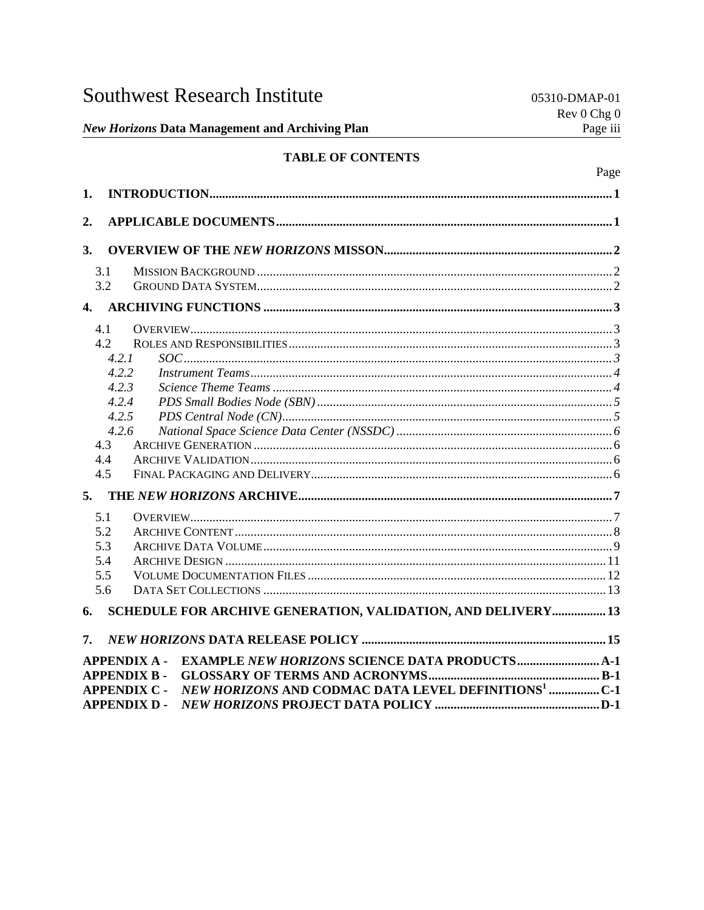# TABLE OF CONTENTS

Page

**1. INTRODUCTION** .......... **1**

**2. APPLICABLE DOCUMENTS** .......... **1**

**3. OVERVIEW OF THE *NEW HORIZONS* MISSON** .......... **2**

- 3.1 MISSION BACKGROUND .......... 2
- 3.2 GROUND DATA SYSTEM .......... 2

**4. ARCHIVING FUNCTIONS** .......... **3**

- 4.1 OVERVIEW .......... 3
- 4.2 ROLES AND RESPONSIBILITIES .......... 3
  - *4.2.1 SOC* .......... *3*
  - *4.2.2 Instrument Teams* .......... *4*
  - *4.2.3 Science Theme Teams* .......... *4*
  - *4.2.4 PDS Small Bodies Node (SBN)* .......... *5*
  - *4.2.5 PDS Central Node (CN)* .......... *5*
  - *4.2.6 National Space Science Data Center (NSSDC)* .......... *6*
- 4.3 ARCHIVE GENERATION .......... 6
- 4.4 ARCHIVE VALIDATION .......... 6
- 4.5 FINAL PACKAGING AND DELIVERY .......... 6

**5. THE *NEW HORIZONS* ARCHIVE** .......... **7**

- 5.1 OVERVIEW .......... 7
- 5.2 ARCHIVE CONTENT .......... 8
- 5.3 ARCHIVE DATA VOLUME .......... 9
- 5.4 ARCHIVE DESIGN .......... 11
- 5.5 VOLUME DOCUMENTATION FILES .......... 12
- 5.6 DATA SET COLLECTIONS .......... 13

**6. SCHEDULE FOR ARCHIVE GENERATION, VALIDATION, AND DELIVERY** .......... **13**

**7. *NEW HORIZONS* DATA RELEASE POLICY** .......... **15**

**APPENDIX A - EXAMPLE *NEW HORIZONS* SCIENCE DATA PRODUCTS** .......... **A-1**

**APPENDIX B - GLOSSARY OF TERMS AND ACRONYMS** .......... **B-1**

**APPENDIX C - *NEW HORIZONS* AND CODMAC DATA LEVEL DEFINITIONS[1]** .......... **C-1**

**APPENDIX D - *NEW HORIZONS* PROJECT DATA POLICY** .......... **D-1**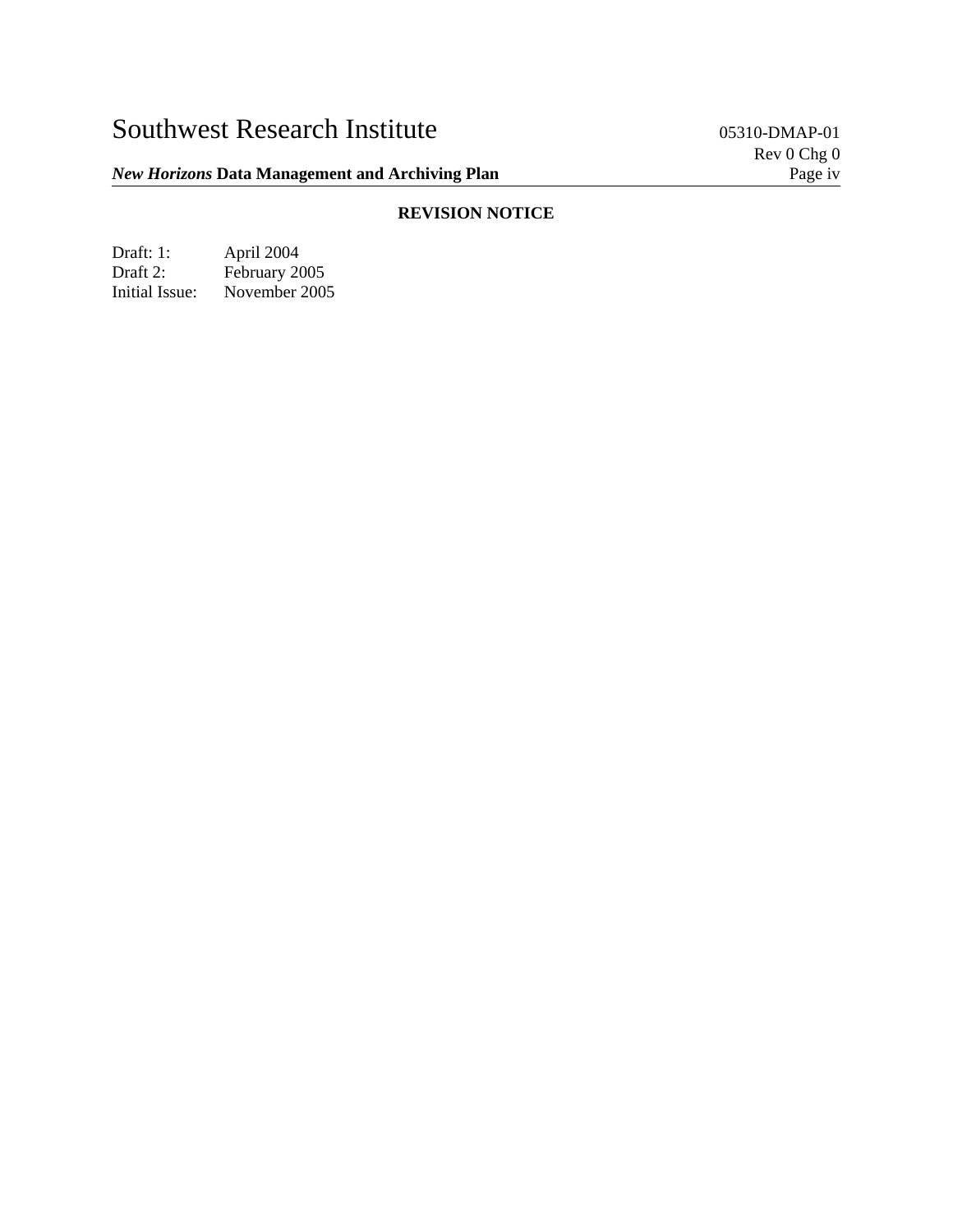**REVISION NOTICE**

| | |
|---|---|
| Draft: 1: | April 2004 |
| Draft 2: | February 2005 |
| Initial Issue: | November 2005 |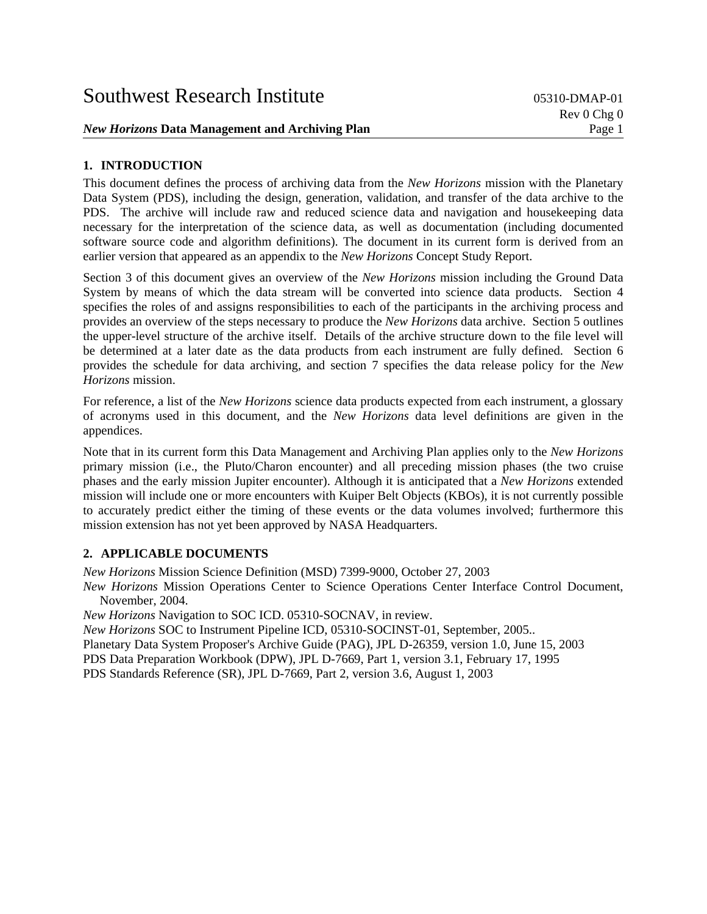## 1. INTRODUCTION

This document defines the process of archiving data from the *New Horizons* mission with the Planetary Data System (PDS), including the design, generation, validation, and transfer of the data archive to the PDS. The archive will include raw and reduced science data and navigation and housekeeping data necessary for the interpretation of the science data, as well as documentation (including documented software source code and algorithm definitions). The document in its current form is derived from an earlier version that appeared as an appendix to the *New Horizons* Concept Study Report.

Section 3 of this document gives an overview of the *New Horizons* mission including the Ground Data System by means of which the data stream will be converted into science data products. Section 4 specifies the roles of and assigns responsibilities to each of the participants in the archiving process and provides an overview of the steps necessary to produce the *New Horizons* data archive. Section 5 outlines the upper-level structure of the archive itself. Details of the archive structure down to the file level will be determined at a later date as the data products from each instrument are fully defined. Section 6 provides the schedule for data archiving, and section 7 specifies the data release policy for the *New Horizons* mission.

For reference, a list of the *New Horizons* science data products expected from each instrument, a glossary of acronyms used in this document, and the *New Horizons* data level definitions are given in the appendices.

Note that in its current form this Data Management and Archiving Plan applies only to the *New Horizons* primary mission (i.e., the Pluto/Charon encounter) and all preceding mission phases (the two cruise phases and the early mission Jupiter encounter). Although it is anticipated that a *New Horizons* extended mission will include one or more encounters with Kuiper Belt Objects (KBOs), it is not currently possible to accurately predict either the timing of these events or the data volumes involved; furthermore this mission extension has not yet been approved by NASA Headquarters.

## 2. APPLICABLE DOCUMENTS

*New Horizons* Mission Science Definition (MSD) 7399-9000, October 27, 2003

*New Horizons* Mission Operations Center to Science Operations Center Interface Control Document, November, 2004.

*New Horizons* Navigation to SOC ICD. 05310-SOCNAV, in review.

*New Horizons* SOC to Instrument Pipeline ICD, 05310-SOCINST-01, September, 2005..

Planetary Data System Proposer's Archive Guide (PAG), JPL D-26359, version 1.0, June 15, 2003

PDS Data Preparation Workbook (DPW), JPL D-7669, Part 1, version 3.1, February 17, 1995

PDS Standards Reference (SR), JPL D-7669, Part 2, version 3.6, August 1, 2003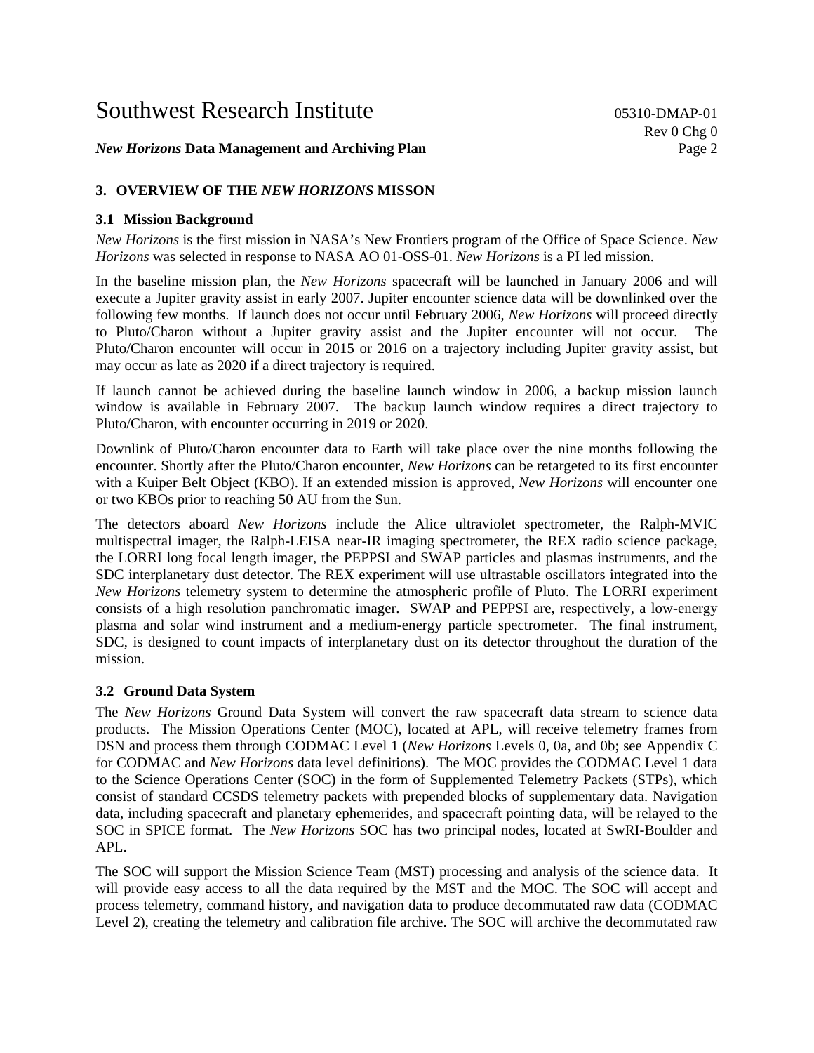## 3. OVERVIEW OF THE *NEW HORIZONS* MISSON

### 3.1 Mission Background

*New Horizons* is the first mission in NASA's New Frontiers program of the Office of Space Science. *New Horizons* was selected in response to NASA AO 01-OSS-01. *New Horizons* is a PI led mission.

In the baseline mission plan, the *New Horizons* spacecraft will be launched in January 2006 and will execute a Jupiter gravity assist in early 2007. Jupiter encounter science data will be downlinked over the following few months. If launch does not occur until February 2006, *New Horizons* will proceed directly to Pluto/Charon without a Jupiter gravity assist and the Jupiter encounter will not occur. The Pluto/Charon encounter will occur in 2015 or 2016 on a trajectory including Jupiter gravity assist, but may occur as late as 2020 if a direct trajectory is required.

If launch cannot be achieved during the baseline launch window in 2006, a backup mission launch window is available in February 2007. The backup launch window requires a direct trajectory to Pluto/Charon, with encounter occurring in 2019 or 2020.

Downlink of Pluto/Charon encounter data to Earth will take place over the nine months following the encounter. Shortly after the Pluto/Charon encounter, *New Horizons* can be retargeted to its first encounter with a Kuiper Belt Object (KBO). If an extended mission is approved, *New Horizons* will encounter one or two KBOs prior to reaching 50 AU from the Sun.

The detectors aboard *New Horizons* include the Alice ultraviolet spectrometer, the Ralph-MVIC multispectral imager, the Ralph-LEISA near-IR imaging spectrometer, the REX radio science package, the LORRI long focal length imager, the PEPPSI and SWAP particles and plasmas instruments, and the SDC interplanetary dust detector. The REX experiment will use ultrastable oscillators integrated into the *New Horizons* telemetry system to determine the atmospheric profile of Pluto. The LORRI experiment consists of a high resolution panchromatic imager. SWAP and PEPPSI are, respectively, a low-energy plasma and solar wind instrument and a medium-energy particle spectrometer. The final instrument, SDC, is designed to count impacts of interplanetary dust on its detector throughout the duration of the mission.

### 3.2 Ground Data System

The *New Horizons* Ground Data System will convert the raw spacecraft data stream to science data products. The Mission Operations Center (MOC), located at APL, will receive telemetry frames from DSN and process them through CODMAC Level 1 (*New Horizons* Levels 0, 0a, and 0b; see Appendix C for CODMAC and *New Horizons* data level definitions). The MOC provides the CODMAC Level 1 data to the Science Operations Center (SOC) in the form of Supplemented Telemetry Packets (STPs), which consist of standard CCSDS telemetry packets with prepended blocks of supplementary data. Navigation data, including spacecraft and planetary ephemerides, and spacecraft pointing data, will be relayed to the SOC in SPICE format. The *New Horizons* SOC has two principal nodes, located at SwRI-Boulder and APL.

The SOC will support the Mission Science Team (MST) processing and analysis of the science data. It will provide easy access to all the data required by the MST and the MOC. The SOC will accept and process telemetry, command history, and navigation data to produce decommutated raw data (CODMAC Level 2), creating the telemetry and calibration file archive. The SOC will archive the decommutated raw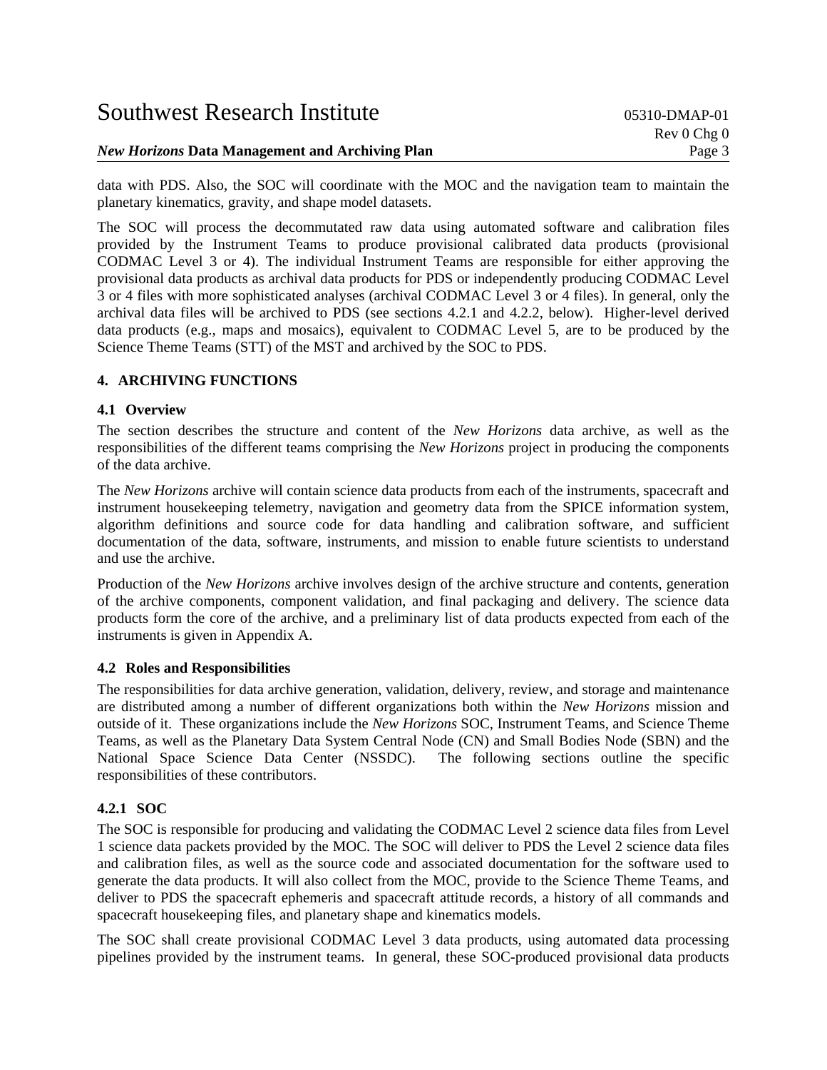data with PDS. Also, the SOC will coordinate with the MOC and the navigation team to maintain the planetary kinematics, gravity, and shape model datasets.

The SOC will process the decommutated raw data using automated software and calibration files provided by the Instrument Teams to produce provisional calibrated data products (provisional CODMAC Level 3 or 4). The individual Instrument Teams are responsible for either approving the provisional data products as archival data products for PDS or independently producing CODMAC Level 3 or 4 files with more sophisticated analyses (archival CODMAC Level 3 or 4 files). In general, only the archival data files will be archived to PDS (see sections 4.2.1 and 4.2.2, below). Higher-level derived data products (e.g., maps and mosaics), equivalent to CODMAC Level 5, are to be produced by the Science Theme Teams (STT) of the MST and archived by the SOC to PDS.

## 4. ARCHIVING FUNCTIONS

### 4.1 Overview

The section describes the structure and content of the *New Horizons* data archive, as well as the responsibilities of the different teams comprising the *New Horizons* project in producing the components of the data archive.

The *New Horizons* archive will contain science data products from each of the instruments, spacecraft and instrument housekeeping telemetry, navigation and geometry data from the SPICE information system, algorithm definitions and source code for data handling and calibration software, and sufficient documentation of the data, software, instruments, and mission to enable future scientists to understand and use the archive.

Production of the *New Horizons* archive involves design of the archive structure and contents, generation of the archive components, component validation, and final packaging and delivery. The science data products form the core of the archive, and a preliminary list of data products expected from each of the instruments is given in Appendix A.

### 4.2 Roles and Responsibilities

The responsibilities for data archive generation, validation, delivery, review, and storage and maintenance are distributed among a number of different organizations both within the *New Horizons* mission and outside of it. These organizations include the *New Horizons* SOC, Instrument Teams, and Science Theme Teams, as well as the Planetary Data System Central Node (CN) and Small Bodies Node (SBN) and the National Space Science Data Center (NSSDC). The following sections outline the specific responsibilities of these contributors.

#### 4.2.1 SOC

The SOC is responsible for producing and validating the CODMAC Level 2 science data files from Level 1 science data packets provided by the MOC. The SOC will deliver to PDS the Level 2 science data files and calibration files, as well as the source code and associated documentation for the software used to generate the data products. It will also collect from the MOC, provide to the Science Theme Teams, and deliver to PDS the spacecraft ephemeris and spacecraft attitude records, a history of all commands and spacecraft housekeeping files, and planetary shape and kinematics models.

The SOC shall create provisional CODMAC Level 3 data products, using automated data processing pipelines provided by the instrument teams. In general, these SOC-produced provisional data products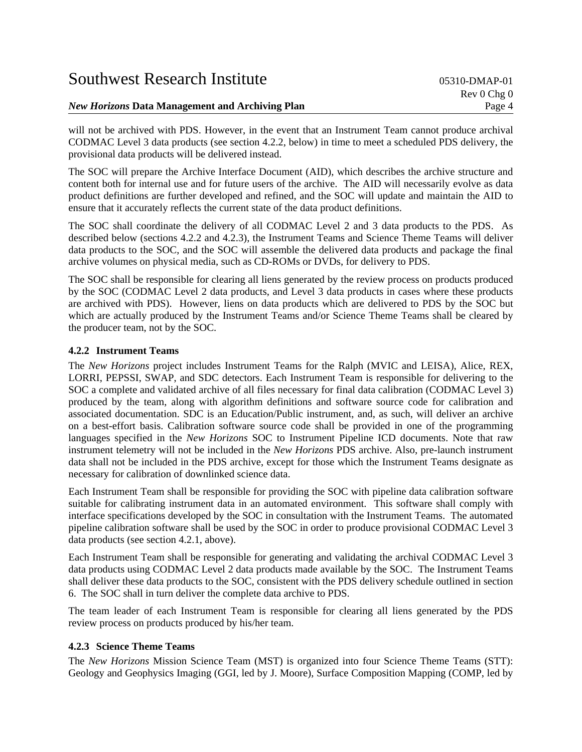will not be archived with PDS. However, in the event that an Instrument Team cannot produce archival CODMAC Level 3 data products (see section 4.2.2, below) in time to meet a scheduled PDS delivery, the provisional data products will be delivered instead.

The SOC will prepare the Archive Interface Document (AID), which describes the archive structure and content both for internal use and for future users of the archive. The AID will necessarily evolve as data product definitions are further developed and refined, and the SOC will update and maintain the AID to ensure that it accurately reflects the current state of the data product definitions.

The SOC shall coordinate the delivery of all CODMAC Level 2 and 3 data products to the PDS. As described below (sections 4.2.2 and 4.2.3), the Instrument Teams and Science Theme Teams will deliver data products to the SOC, and the SOC will assemble the delivered data products and package the final archive volumes on physical media, such as CD-ROMs or DVDs, for delivery to PDS.

The SOC shall be responsible for clearing all liens generated by the review process on products produced by the SOC (CODMAC Level 2 data products, and Level 3 data products in cases where these products are archived with PDS). However, liens on data products which are delivered to PDS by the SOC but which are actually produced by the Instrument Teams and/or Science Theme Teams shall be cleared by the producer team, not by the SOC.

### 4.2.2 Instrument Teams

The *New Horizons* project includes Instrument Teams for the Ralph (MVIC and LEISA), Alice, REX, LORRI, PEPSSI, SWAP, and SDC detectors. Each Instrument Team is responsible for delivering to the SOC a complete and validated archive of all files necessary for final data calibration (CODMAC Level 3) produced by the team, along with algorithm definitions and software source code for calibration and associated documentation. SDC is an Education/Public instrument, and, as such, will deliver an archive on a best-effort basis. Calibration software source code shall be provided in one of the programming languages specified in the *New Horizons* SOC to Instrument Pipeline ICD documents. Note that raw instrument telemetry will not be included in the *New Horizons* PDS archive. Also, pre-launch instrument data shall not be included in the PDS archive, except for those which the Instrument Teams designate as necessary for calibration of downlinked science data.

Each Instrument Team shall be responsible for providing the SOC with pipeline data calibration software suitable for calibrating instrument data in an automated environment. This software shall comply with interface specifications developed by the SOC in consultation with the Instrument Teams. The automated pipeline calibration software shall be used by the SOC in order to produce provisional CODMAC Level 3 data products (see section 4.2.1, above).

Each Instrument Team shall be responsible for generating and validating the archival CODMAC Level 3 data products using CODMAC Level 2 data products made available by the SOC. The Instrument Teams shall deliver these data products to the SOC, consistent with the PDS delivery schedule outlined in section 6. The SOC shall in turn deliver the complete data archive to PDS.

The team leader of each Instrument Team is responsible for clearing all liens generated by the PDS review process on products produced by his/her team.

### 4.2.3 Science Theme Teams

The *New Horizons* Mission Science Team (MST) is organized into four Science Theme Teams (STT): Geology and Geophysics Imaging (GGI, led by J. Moore), Surface Composition Mapping (COMP, led by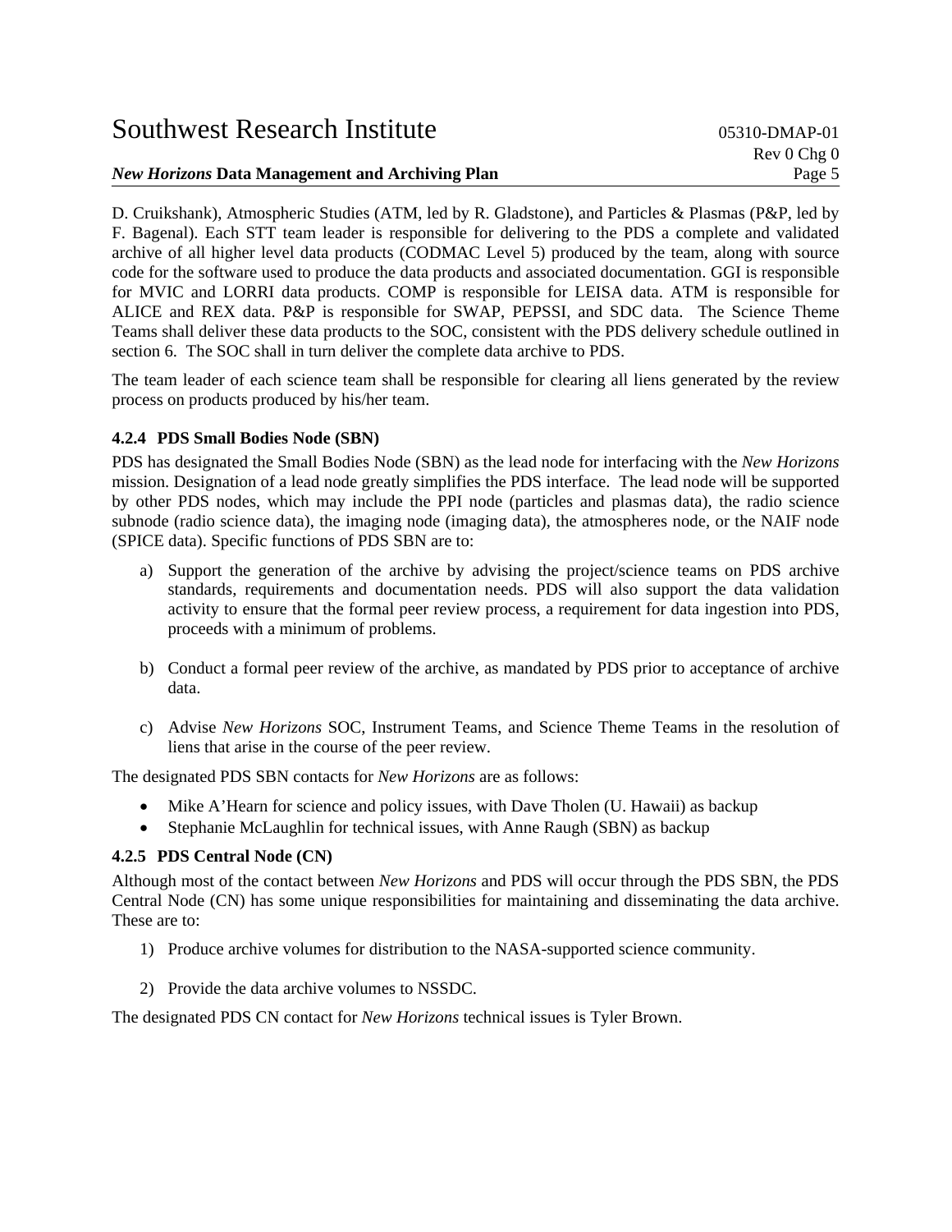D. Cruikshank), Atmospheric Studies (ATM, led by R. Gladstone), and Particles & Plasmas (P&P, led by F. Bagenal). Each STT team leader is responsible for delivering to the PDS a complete and validated archive of all higher level data products (CODMAC Level 5) produced by the team, along with source code for the software used to produce the data products and associated documentation. GGI is responsible for MVIC and LORRI data products. COMP is responsible for LEISA data. ATM is responsible for ALICE and REX data. P&P is responsible for SWAP, PEPSSI, and SDC data. The Science Theme Teams shall deliver these data products to the SOC, consistent with the PDS delivery schedule outlined in section 6. The SOC shall in turn deliver the complete data archive to PDS.

The team leader of each science team shall be responsible for clearing all liens generated by the review process on products produced by his/her team.

#### 4.2.4 PDS Small Bodies Node (SBN)

PDS has designated the Small Bodies Node (SBN) as the lead node for interfacing with the *New Horizons* mission. Designation of a lead node greatly simplifies the PDS interface. The lead node will be supported by other PDS nodes, which may include the PPI node (particles and plasmas data), the radio science subnode (radio science data), the imaging node (imaging data), the atmospheres node, or the NAIF node (SPICE data). Specific functions of PDS SBN are to:

a) Support the generation of the archive by advising the project/science teams on PDS archive standards, requirements and documentation needs. PDS will also support the data validation activity to ensure that the formal peer review process, a requirement for data ingestion into PDS, proceeds with a minimum of problems.

b) Conduct a formal peer review of the archive, as mandated by PDS prior to acceptance of archive data.

c) Advise *New Horizons* SOC, Instrument Teams, and Science Theme Teams in the resolution of liens that arise in the course of the peer review.

The designated PDS SBN contacts for *New Horizons* are as follows:

- Mike A'Hearn for science and policy issues, with Dave Tholen (U. Hawaii) as backup
- Stephanie McLaughlin for technical issues, with Anne Raugh (SBN) as backup

#### 4.2.5 PDS Central Node (CN)

Although most of the contact between *New Horizons* and PDS will occur through the PDS SBN, the PDS Central Node (CN) has some unique responsibilities for maintaining and disseminating the data archive. These are to:

1) Produce archive volumes for distribution to the NASA-supported science community.

2) Provide the data archive volumes to NSSDC.

The designated PDS CN contact for *New Horizons* technical issues is Tyler Brown.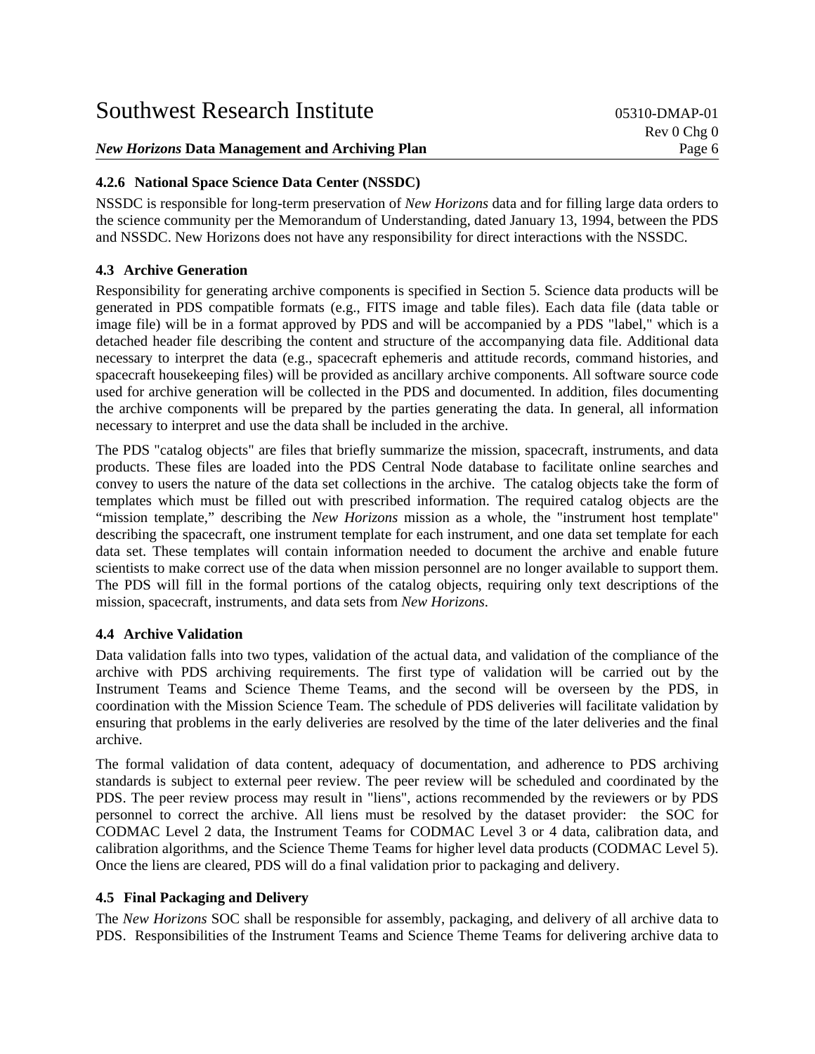#### 4.2.6 National Space Science Data Center (NSSDC)

NSSDC is responsible for long-term preservation of *New Horizons* data and for filling large data orders to the science community per the Memorandum of Understanding, dated January 13, 1994, between the PDS and NSSDC. New Horizons does not have any responsibility for direct interactions with the NSSDC.

### 4.3 Archive Generation

Responsibility for generating archive components is specified in Section 5. Science data products will be generated in PDS compatible formats (e.g., FITS image and table files). Each data file (data table or image file) will be in a format approved by PDS and will be accompanied by a PDS "label," which is a detached header file describing the content and structure of the accompanying data file. Additional data necessary to interpret the data (e.g., spacecraft ephemeris and attitude records, command histories, and spacecraft housekeeping files) will be provided as ancillary archive components. All software source code used for archive generation will be collected in the PDS and documented. In addition, files documenting the archive components will be prepared by the parties generating the data. In general, all information necessary to interpret and use the data shall be included in the archive.

The PDS "catalog objects" are files that briefly summarize the mission, spacecraft, instruments, and data products. These files are loaded into the PDS Central Node database to facilitate online searches and convey to users the nature of the data set collections in the archive. The catalog objects take the form of templates which must be filled out with prescribed information. The required catalog objects are the "mission template," describing the *New Horizons* mission as a whole, the "instrument host template" describing the spacecraft, one instrument template for each instrument, and one data set template for each data set. These templates will contain information needed to document the archive and enable future scientists to make correct use of the data when mission personnel are no longer available to support them. The PDS will fill in the formal portions of the catalog objects, requiring only text descriptions of the mission, spacecraft, instruments, and data sets from *New Horizons*.

### 4.4 Archive Validation

Data validation falls into two types, validation of the actual data, and validation of the compliance of the archive with PDS archiving requirements. The first type of validation will be carried out by the Instrument Teams and Science Theme Teams, and the second will be overseen by the PDS, in coordination with the Mission Science Team. The schedule of PDS deliveries will facilitate validation by ensuring that problems in the early deliveries are resolved by the time of the later deliveries and the final archive.

The formal validation of data content, adequacy of documentation, and adherence to PDS archiving standards is subject to external peer review. The peer review will be scheduled and coordinated by the PDS. The peer review process may result in "liens", actions recommended by the reviewers or by PDS personnel to correct the archive. All liens must be resolved by the dataset provider: the SOC for CODMAC Level 2 data, the Instrument Teams for CODMAC Level 3 or 4 data, calibration data, and calibration algorithms, and the Science Theme Teams for higher level data products (CODMAC Level 5). Once the liens are cleared, PDS will do a final validation prior to packaging and delivery.

### 4.5 Final Packaging and Delivery

The *New Horizons* SOC shall be responsible for assembly, packaging, and delivery of all archive data to PDS. Responsibilities of the Instrument Teams and Science Theme Teams for delivering archive data to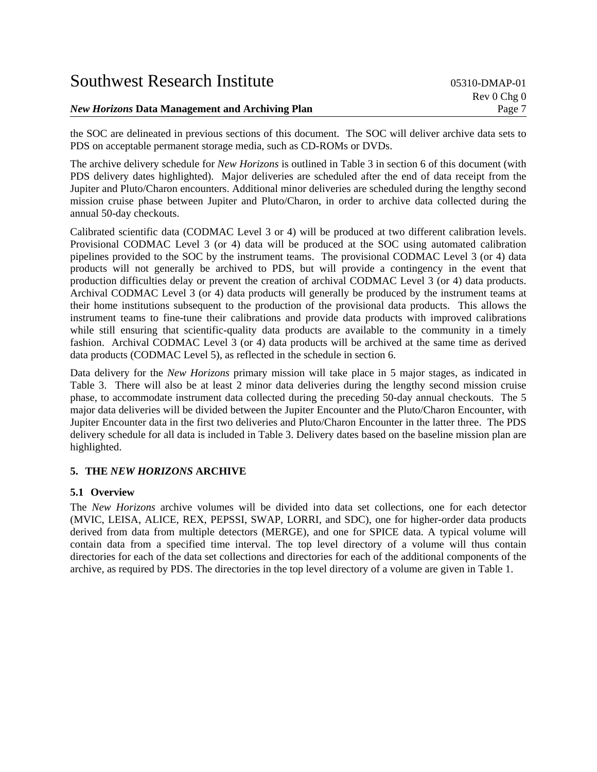the SOC are delineated in previous sections of this document. The SOC will deliver archive data sets to PDS on acceptable permanent storage media, such as CD-ROMs or DVDs.

The archive delivery schedule for *New Horizons* is outlined in Table 3 in section 6 of this document (with PDS delivery dates highlighted). Major deliveries are scheduled after the end of data receipt from the Jupiter and Pluto/Charon encounters. Additional minor deliveries are scheduled during the lengthy second mission cruise phase between Jupiter and Pluto/Charon, in order to archive data collected during the annual 50-day checkouts.

Calibrated scientific data (CODMAC Level 3 or 4) will be produced at two different calibration levels. Provisional CODMAC Level 3 (or 4) data will be produced at the SOC using automated calibration pipelines provided to the SOC by the instrument teams. The provisional CODMAC Level 3 (or 4) data products will not generally be archived to PDS, but will provide a contingency in the event that production difficulties delay or prevent the creation of archival CODMAC Level 3 (or 4) data products. Archival CODMAC Level 3 (or 4) data products will generally be produced by the instrument teams at their home institutions subsequent to the production of the provisional data products. This allows the instrument teams to fine-tune their calibrations and provide data products with improved calibrations while still ensuring that scientific-quality data products are available to the community in a timely fashion. Archival CODMAC Level 3 (or 4) data products will be archived at the same time as derived data products (CODMAC Level 5), as reflected in the schedule in section 6.

Data delivery for the *New Horizons* primary mission will take place in 5 major stages, as indicated in Table 3. There will also be at least 2 minor data deliveries during the lengthy second mission cruise phase, to accommodate instrument data collected during the preceding 50-day annual checkouts. The 5 major data deliveries will be divided between the Jupiter Encounter and the Pluto/Charon Encounter, with Jupiter Encounter data in the first two deliveries and Pluto/Charon Encounter in the latter three. The PDS delivery schedule for all data is included in Table 3. Delivery dates based on the baseline mission plan are highlighted.

## 5. THE *NEW HORIZONS* ARCHIVE

### 5.1 Overview

The *New Horizons* archive volumes will be divided into data set collections, one for each detector (MVIC, LEISA, ALICE, REX, PEPSSI, SWAP, LORRI, and SDC), one for higher-order data products derived from data from multiple detectors (MERGE), and one for SPICE data. A typical volume will contain data from a specified time interval. The top level directory of a volume will thus contain directories for each of the data set collections and directories for each of the additional components of the archive, as required by PDS. The directories in the top level directory of a volume are given in Table 1.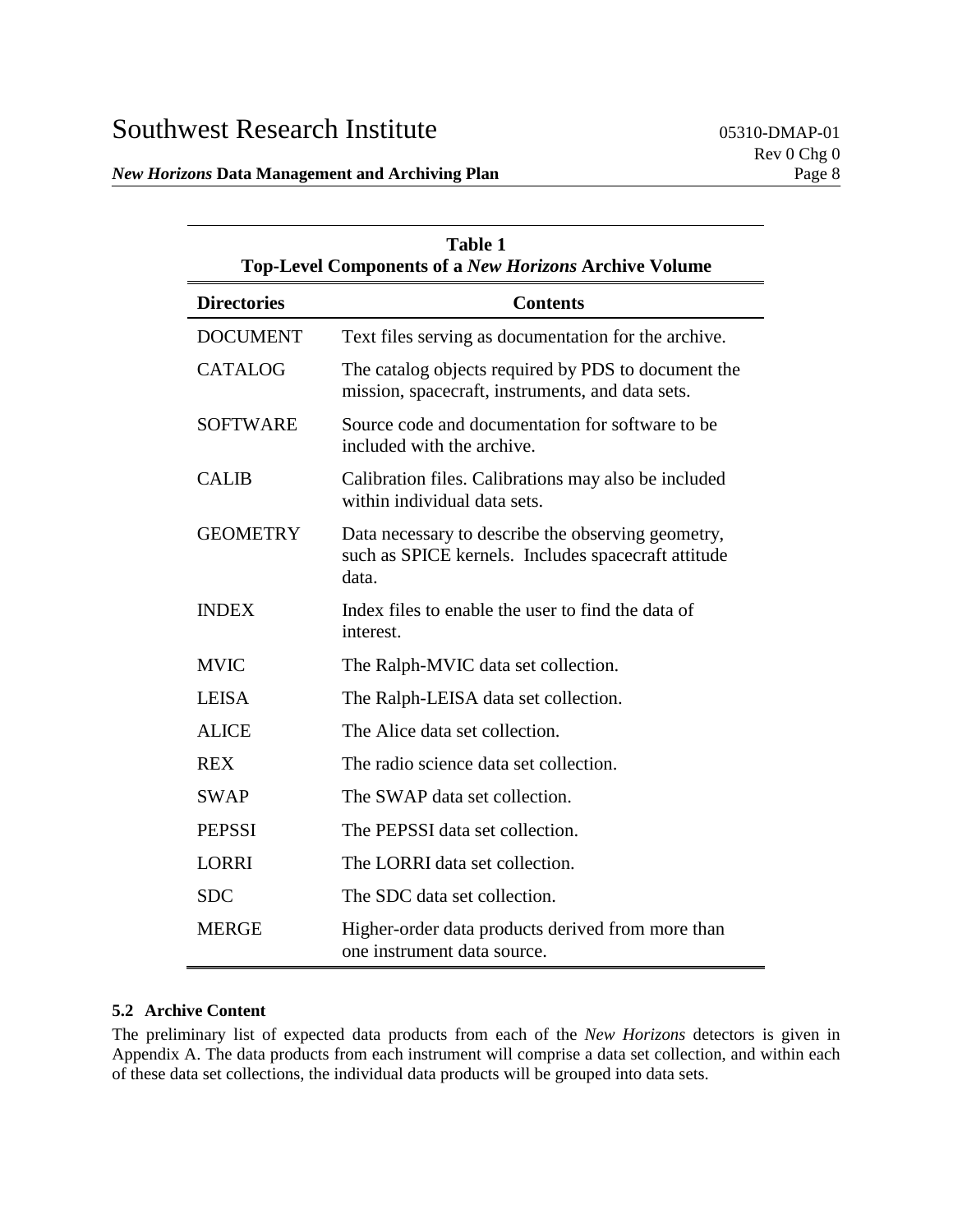**Table 1**
**Top-Level Components of a *New Horizons* Archive Volume**

| Directories | Contents |
|---|---|
| DOCUMENT | Text files serving as documentation for the archive. |
| CATALOG | The catalog objects required by PDS to document the mission, spacecraft, instruments, and data sets. |
| SOFTWARE | Source code and documentation for software to be included with the archive. |
| CALIB | Calibration files. Calibrations may also be included within individual data sets. |
| GEOMETRY | Data necessary to describe the observing geometry, such as SPICE kernels. Includes spacecraft attitude data. |
| INDEX | Index files to enable the user to find the data of interest. |
| MVIC | The Ralph-MVIC data set collection. |
| LEISA | The Ralph-LEISA data set collection. |
| ALICE | The Alice data set collection. |
| REX | The radio science data set collection. |
| SWAP | The SWAP data set collection. |
| PEPSSI | The PEPSSI data set collection. |
| LORRI | The LORRI data set collection. |
| SDC | The SDC data set collection. |
| MERGE | Higher-order data products derived from more than one instrument data source. |

### 5.2 Archive Content

The preliminary list of expected data products from each of the *New Horizons* detectors is given in Appendix A. The data products from each instrument will comprise a data set collection, and within each of these data set collections, the individual data products will be grouped into data sets.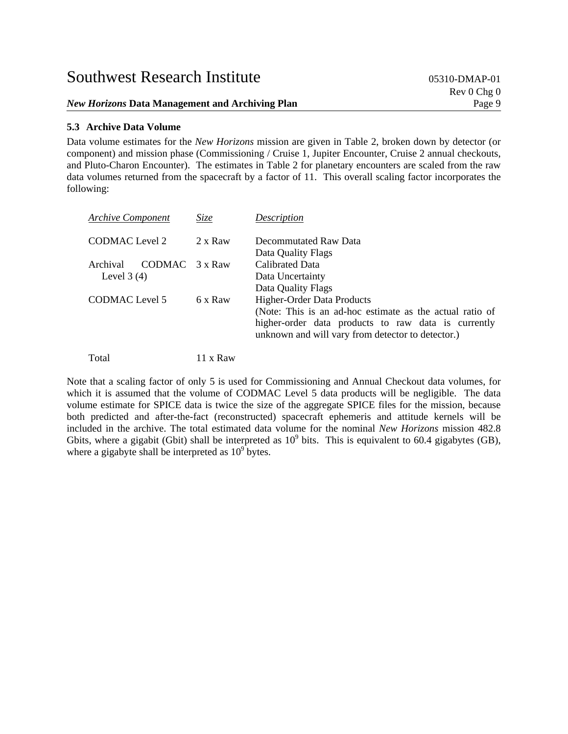### 5.3 Archive Data Volume

Data volume estimates for the *New Horizons* mission are given in Table 2, broken down by detector (or component) and mission phase (Commissioning / Cruise 1, Jupiter Encounter, Cruise 2 annual checkouts, and Pluto-Charon Encounter). The estimates in Table 2 for planetary encounters are scaled from the raw data volumes returned from the spacecraft by a factor of 11. This overall scaling factor incorporates the following:

| *Archive Component* | *Size* | *Description* |
|---|---|---|
| CODMAC Level 2 | 2 x Raw | Decommutated Raw Data<br>Data Quality Flags |
| Archival CODMAC Level 3 (4) | 3 x Raw | Calibrated Data<br>Data Uncertainty<br>Data Quality Flags |
| CODMAC Level 5 | 6 x Raw | Higher-Order Data Products<br>(Note: This is an ad-hoc estimate as the actual ratio of higher-order data products to raw data is currently unknown and will vary from detector to detector.) |
| Total | 11 x Raw | |

Note that a scaling factor of only 5 is used for Commissioning and Annual Checkout data volumes, for which it is assumed that the volume of CODMAC Level 5 data products will be negligible. The data volume estimate for SPICE data is twice the size of the aggregate SPICE files for the mission, because both predicted and after-the-fact (reconstructed) spacecraft ephemeris and attitude kernels will be included in the archive. The total estimated data volume for the nominal *New Horizons* mission 482.8 Gbits, where a gigabit (Gbit) shall be interpreted as $10^9$ bits. This is equivalent to 60.4 gigabytes (GB), where a gigabyte shall be interpreted as $10^9$ bytes.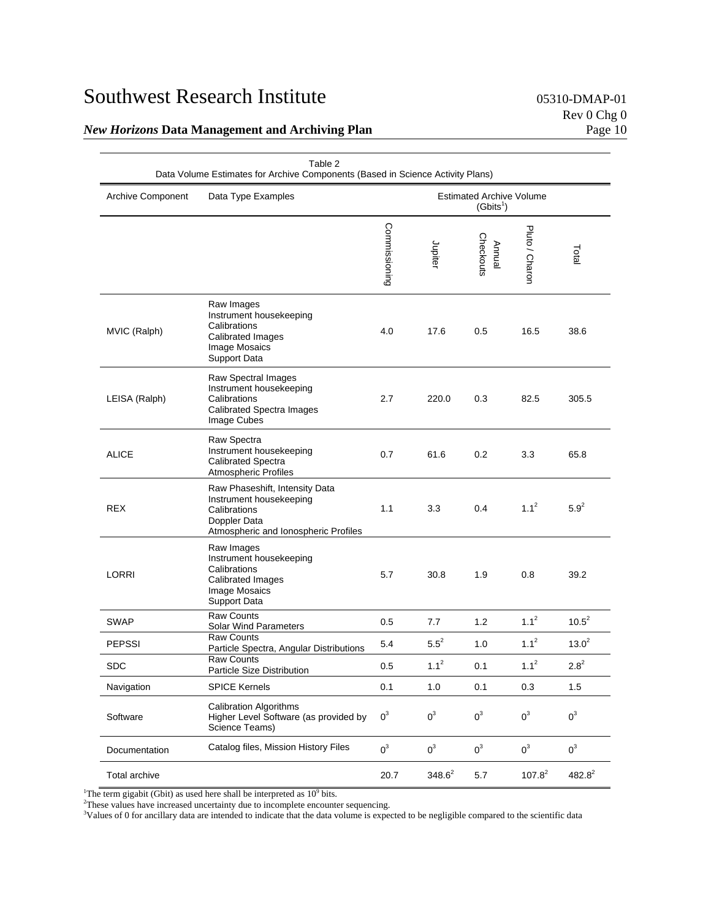Table 2
Data Volume Estimates for Archive Components (Based in Science Activity Plans)

| Archive Component | Data Type Examples | Estimated Archive Volume (Gbits[1]) | | | | |
|---|---|---|---|---|---|---|
| | | Commissioning | Jupiter | Annual Checkouts | Pluto / Charon | Total |
| MVIC (Ralph) | Raw Images<br>Instrument housekeeping<br>Calibrations<br>Calibrated Images<br>Image Mosaics<br>Support Data | 4.0 | 17.6 | 0.5 | 16.5 | 38.6 |
| LEISA (Ralph) | Raw Spectral Images<br>Instrument housekeeping<br>Calibrations<br>Calibrated Spectra Images<br>Image Cubes | 2.7 | 220.0 | 0.3 | 82.5 | 305.5 |
| ALICE | Raw Spectra<br>Instrument housekeeping<br>Calibrated Spectra<br>Atmospheric Profiles | 0.7 | 61.6 | 0.2 | 3.3 | 65.8 |
| REX | Raw Phaseshift, Intensity Data<br>Instrument housekeeping<br>Calibrations<br>Doppler Data<br>Atmospheric and Ionospheric Profiles | 1.1 | 3.3 | 0.4 | 1.1[2] | 5.9[2] |
| LORRI | Raw Images<br>Instrument housekeeping<br>Calibrations<br>Calibrated Images<br>Image Mosaics<br>Support Data | 5.7 | 30.8 | 1.9 | 0.8 | 39.2 |
| SWAP | Raw Counts<br>Solar Wind Parameters | 0.5 | 7.7 | 1.2 | 1.1[2] | 10.5[2] |
| PEPSSI | Raw Counts<br>Particle Spectra, Angular Distributions | 5.4 | 5.5[2] | 1.0 | 1.1[2] | 13.0[2] |
| SDC | Raw Counts<br>Particle Size Distribution | 0.5 | 1.1[2] | 0.1 | 1.1[2] | 2.8[2] |
| Navigation | SPICE Kernels | 0.1 | 1.0 | 0.1 | 0.3 | 1.5 |
| Software | Calibration Algorithms<br>Higher Level Software (as provided by Science Teams) | 0[3] | 0[3] | 0[3] | 0[3] | 0[3] |
| Documentation | Catalog files, Mission History Files | 0[3] | 0[3] | 0[3] | 0[3] | 0[3] |
| Total archive | | 20.7 | 348.6[2] | 5.7 | 107.8[2] | 482.8[2] |

[1]The term gigabit (Gbit) as used here shall be interpreted as $10^9$ bits.
[2]These values have increased uncertainty due to incomplete encounter sequencing.
[3]Values of 0 for ancillary data are intended to indicate that the data volume is expected to be negligible compared to the scientific data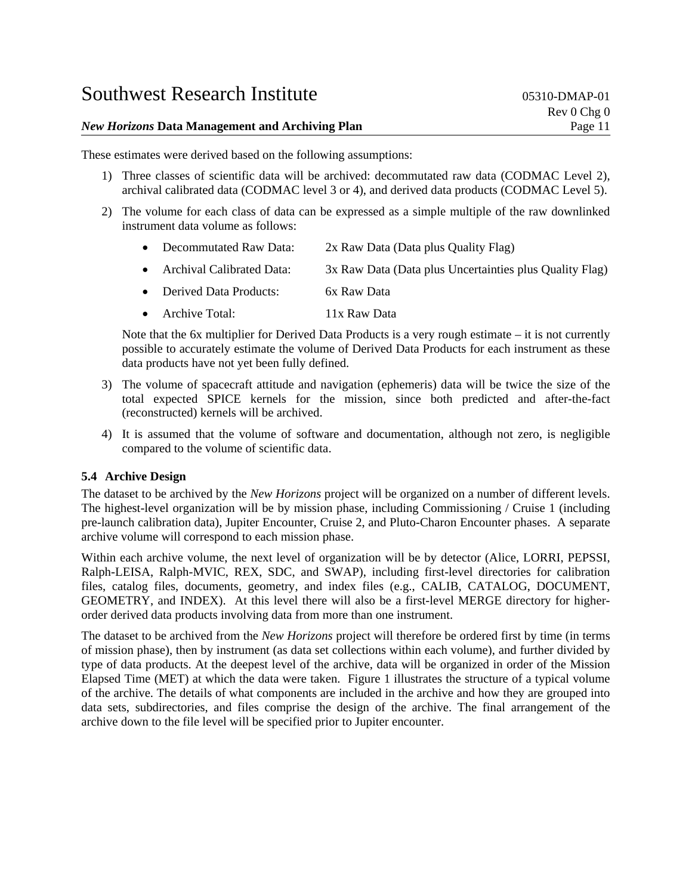These estimates were derived based on the following assumptions:

1) Three classes of scientific data will be archived: decommutated raw data (CODMAC Level 2), archival calibrated data (CODMAC level 3 or 4), and derived data products (CODMAC Level 5).

2) The volume for each class of data can be expressed as a simple multiple of the raw downlinked instrument data volume as follows:

   - Decommutated Raw Data: 2x Raw Data (Data plus Quality Flag)
   - Archival Calibrated Data: 3x Raw Data (Data plus Uncertainties plus Quality Flag)
   - Derived Data Products: 6x Raw Data
   - Archive Total: 11x Raw Data

   Note that the 6x multiplier for Derived Data Products is a very rough estimate – it is not currently possible to accurately estimate the volume of Derived Data Products for each instrument as these data products have not yet been fully defined.

3) The volume of spacecraft attitude and navigation (ephemeris) data will be twice the size of the total expected SPICE kernels for the mission, since both predicted and after-the-fact (reconstructed) kernels will be archived.

4) It is assumed that the volume of software and documentation, although not zero, is negligible compared to the volume of scientific data.

### 5.4 Archive Design

The dataset to be archived by the *New Horizons* project will be organized on a number of different levels. The highest-level organization will be by mission phase, including Commissioning / Cruise 1 (including pre-launch calibration data), Jupiter Encounter, Cruise 2, and Pluto-Charon Encounter phases. A separate archive volume will correspond to each mission phase.

Within each archive volume, the next level of organization will be by detector (Alice, LORRI, PEPSSI, Ralph-LEISA, Ralph-MVIC, REX, SDC, and SWAP), including first-level directories for calibration files, catalog files, documents, geometry, and index files (e.g., CALIB, CATALOG, DOCUMENT, GEOMETRY, and INDEX). At this level there will also be a first-level MERGE directory for higher-order derived data products involving data from more than one instrument.

The dataset to be archived from the *New Horizons* project will therefore be ordered first by time (in terms of mission phase), then by instrument (as data set collections within each volume), and further divided by type of data products. At the deepest level of the archive, data will be organized in order of the Mission Elapsed Time (MET) at which the data were taken. Figure 1 illustrates the structure of a typical volume of the archive. The details of what components are included in the archive and how they are grouped into data sets, subdirectories, and files comprise the design of the archive. The final arrangement of the archive down to the file level will be specified prior to Jupiter encounter.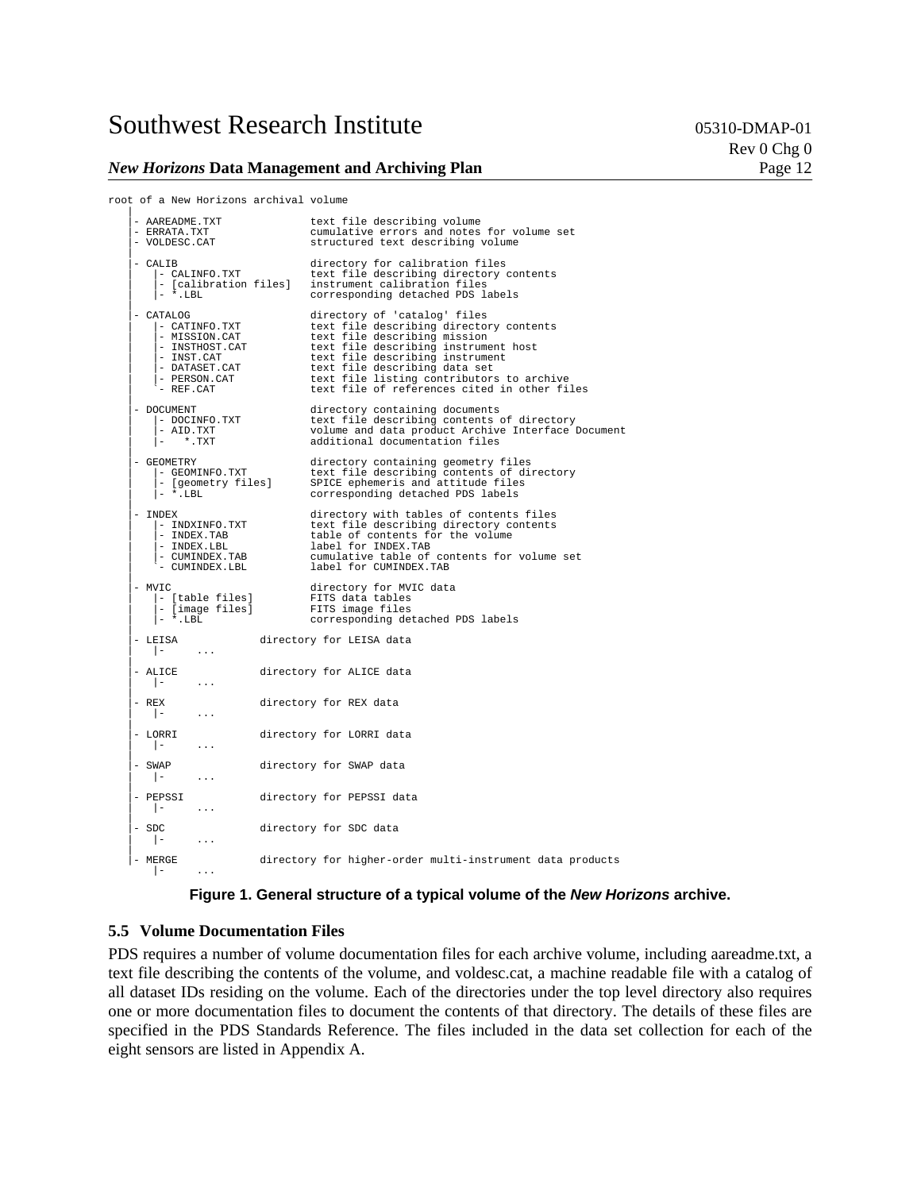```
root of a New Horizons archival volume
    |
    |- AAREADME.TXT              text file describing volume
    |- ERRATA.TXT                cumulative errors and notes for volume set
    |- VOLDESC.CAT               structured text describing volume
    |
    |- CALIB                     directory for calibration files
    |    |- CALINFO.TXT          text file describing directory contents
    |    |- [calibration files]  instrument calibration files
    |    |- *.LBL                corresponding detached PDS labels
    |
    |- CATALOG                   directory of 'catalog' files
    |    |- CATINFO.TXT          text file describing directory contents
    |    |- MISSION.CAT          text file describing mission
    |    |- INSTHOST.CAT         text file describing instrument host
    |    |- INST.CAT             text file describing instrument
    |    |- DATASET.CAT          text file describing data set
    |    |- PERSON.CAT           text file listing contributors to archive
    |    `- REF.CAT              text file of references cited in other files
    |
    |- DOCUMENT                  directory containing documents
    |    |- DOCINFO.TXT          text file describing contents of directory
    |    |- AID.TXT              volume and data product Archive Interface Document
    |    |-   *.TXT              additional documentation files
    |
    |- GEOMETRY                  directory containing geometry files
    |    |- GEOMINFO.TXT         text file describing contents of directory
    |    |- [geometry files]     SPICE ephemeris and attitude files
    |    |- *.LBL                corresponding detached PDS labels
    |
    |- INDEX                     directory with tables of contents files
    |    |- INDXINFO.TXT         text file describing directory contents
    |    |- INDEX.TAB            table of contents for the volume
    |    |- INDEX.LBL            label for INDEX.TAB
    |    |- CUMINDEX.TAB         cumulative table of contents for volume set
    |    `- CUMINDEX.LBL         label for CUMINDEX.TAB
    |
    |- MVIC                      directory for MVIC data
    |    |- [table files]        FITS data tables
    |    |- [image files]        FITS image files
    |    |- *.LBL                corresponding detached PDS labels
    |
    |- LEISA             directory for LEISA data
    |    |-     ...
    |
    |- ALICE             directory for ALICE data
    |    |-     ...
    |
    |- REX               directory for REX data
    |    |-     ...
    |
    |- LORRI             directory for LORRI data
    |    |-     ...
    |
    |- SWAP              directory for SWAP data
    |    |-     ...
    |
    |- PEPSSI            directory for PEPSSI data
    |    |-     ...
    |
    |- SDC               directory for SDC data
    |    |-     ...
    |
    |- MERGE             directory for higher-order multi-instrument data products
         |-     ...
```

**Figure 1. General structure of a typical volume of the *New Horizons* archive.**

### 5.5 Volume Documentation Files

PDS requires a number of volume documentation files for each archive volume, including aareadme.txt, a text file describing the contents of the volume, and voldesc.cat, a machine readable file with a catalog of all dataset IDs residing on the volume. Each of the directories under the top level directory also requires one or more documentation files to document the contents of that directory. The details of these files are specified in the PDS Standards Reference. The files included in the data set collection for each of the eight sensors are listed in Appendix A.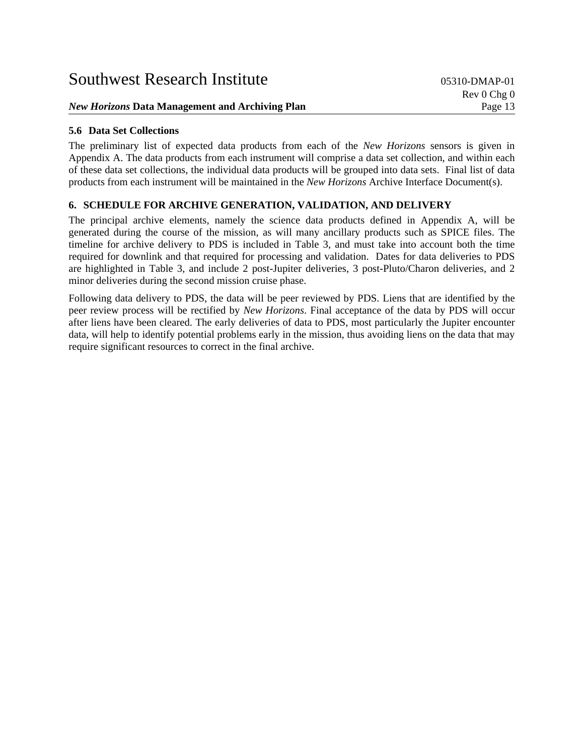### 5.6 Data Set Collections

The preliminary list of expected data products from each of the *New Horizons* sensors is given in Appendix A. The data products from each instrument will comprise a data set collection, and within each of these data set collections, the individual data products will be grouped into data sets. Final list of data products from each instrument will be maintained in the *New Horizons* Archive Interface Document(s).

## 6. SCHEDULE FOR ARCHIVE GENERATION, VALIDATION, AND DELIVERY

The principal archive elements, namely the science data products defined in Appendix A, will be generated during the course of the mission, as will many ancillary products such as SPICE files. The timeline for archive delivery to PDS is included in Table 3, and must take into account both the time required for downlink and that required for processing and validation. Dates for data deliveries to PDS are highlighted in Table 3, and include 2 post-Jupiter deliveries, 3 post-Pluto/Charon deliveries, and 2 minor deliveries during the second mission cruise phase.

Following data delivery to PDS, the data will be peer reviewed by PDS. Liens that are identified by the peer review process will be rectified by *New Horizons*. Final acceptance of the data by PDS will occur after liens have been cleared. The early deliveries of data to PDS, most particularly the Jupiter encounter data, will help to identify potential problems early in the mission, thus avoiding liens on the data that may require significant resources to correct in the final archive.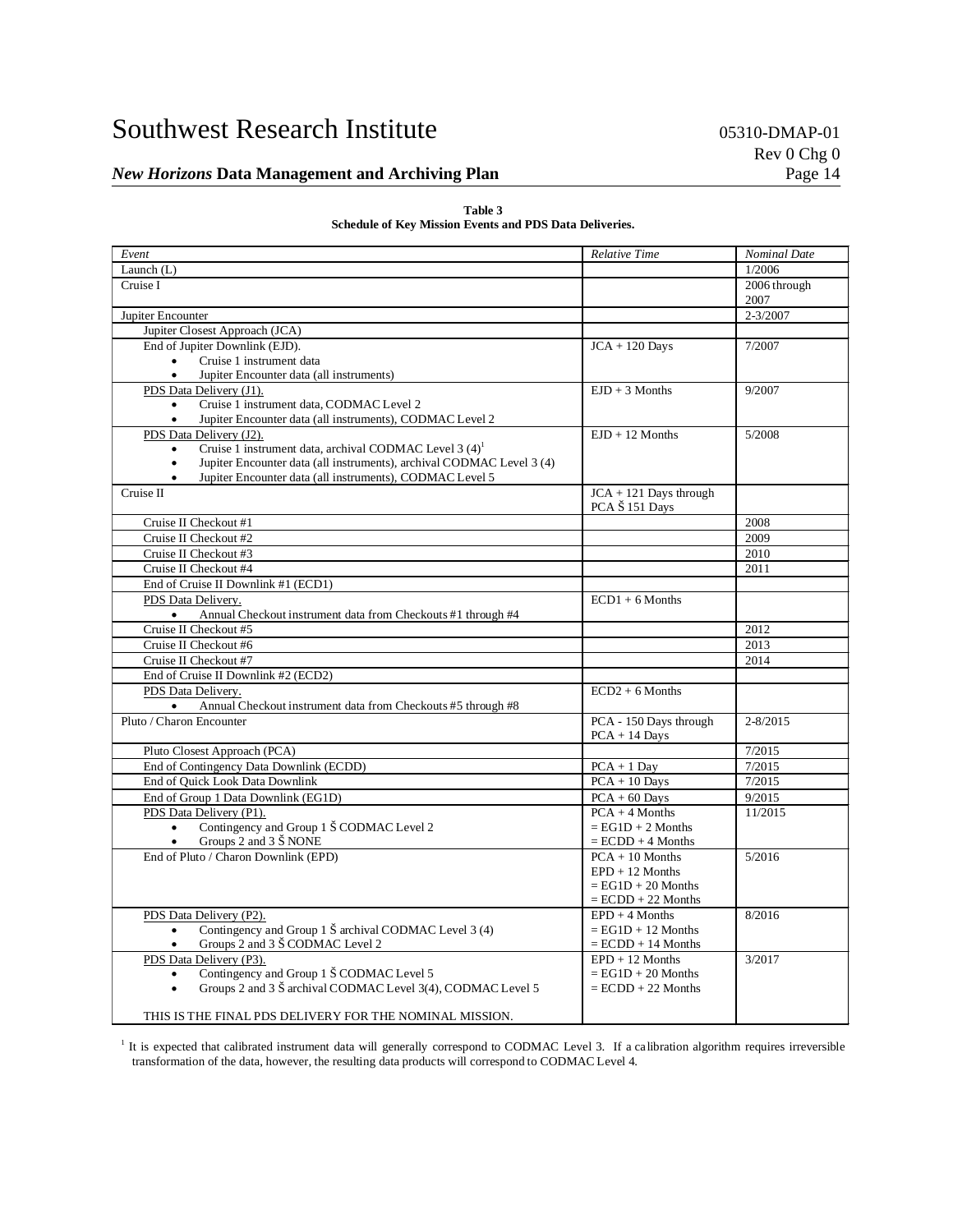**Table 3**
**Schedule of Key Mission Events and PDS Data Deliveries.**

| *Event* | *Relative Time* | *Nominal Date* |
|---|---|---|
| Launch (L) | | 1/2006 |
| Cruise I | | 2006 through 2007 |
| Jupiter Encounter | | 2-3/2007 |
| Jupiter Closest Approach (JCA) | | |
| End of Jupiter Downlink (EJD).<br>• Cruise 1 instrument data<br>• Jupiter Encounter data (all instruments) | JCA + 120 Days | 7/2007 |
| PDS Data Delivery (J1).<br>• Cruise 1 instrument data, CODMAC Level 2<br>• Jupiter Encounter data (all instruments), CODMAC Level 2 | EJD + 3 Months | 9/2007 |
| PDS Data Delivery (J2).<br>• Cruise 1 instrument data, archival CODMAC Level 3 (4)[1]<br>• Jupiter Encounter data (all instruments), archival CODMAC Level 3 (4)<br>• Jupiter Encounter data (all instruments), CODMAC Level 5 | EJD + 12 Months | 5/2008 |
| Cruise II | JCA + 121 Days through PCA Š 151 Days | |
| Cruise II Checkout #1 | | 2008 |
| Cruise II Checkout #2 | | 2009 |
| Cruise II Checkout #3 | | 2010 |
| Cruise II Checkout #4 | | 2011 |
| End of Cruise II Downlink #1 (ECD1) | | |
| PDS Data Delivery.<br>• Annual Checkout instrument data from Checkouts #1 through #4 | ECD1 + 6 Months | |
| Cruise II Checkout #5 | | 2012 |
| Cruise II Checkout #6 | | 2013 |
| Cruise II Checkout #7 | | 2014 |
| End of Cruise II Downlink #2 (ECD2) | | |
| PDS Data Delivery.<br>• Annual Checkout instrument data from Checkouts #5 through #8 | ECD2 + 6 Months | |
| Pluto / Charon Encounter | PCA - 150 Days through PCA + 14 Days | 2-8/2015 |
| Pluto Closest Approach (PCA) | | 7/2015 |
| End of Contingency Data Downlink (ECDD) | PCA + 1 Day | 7/2015 |
| End of Quick Look Data Downlink | PCA + 10 Days | 7/2015 |
| End of Group 1 Data Downlink (EG1D) | PCA + 60 Days | 9/2015 |
| PDS Data Delivery (P1).<br>• Contingency and Group 1 Š CODMAC Level 2<br>• Groups 2 and 3 Š NONE | PCA + 4 Months<br>= EG1D + 2 Months<br>= ECDD + 4 Months | 11/2015 |
| End of Pluto / Charon Downlink (EPD) | PCA + 10 Months<br>EPD + 12 Months<br>= EG1D + 20 Months<br>= ECDD + 22 Months | 5/2016 |
| PDS Data Delivery (P2).<br>• Contingency and Group 1 Š archival CODMAC Level 3 (4)<br>• Groups 2 and 3 Š CODMAC Level 2 | EPD + 4 Months<br>= EG1D + 12 Months<br>= ECDD + 14 Months | 8/2016 |
| PDS Data Delivery (P3).<br>• Contingency and Group 1 Š CODMAC Level 5<br>• Groups 2 and 3 Š archival CODMAC Level 3(4), CODMAC Level 5<br><br>THIS IS THE FINAL PDS DELIVERY FOR THE NOMINAL MISSION. | EPD + 12 Months<br>= EG1D + 20 Months<br>= ECDD + 22 Months | 3/2017 |

[1] It is expected that calibrated instrument data will generally correspond to CODMAC Level 3. If a calibration algorithm requires irreversible transformation of the data, however, the resulting data products will correspond to CODMAC Level 4.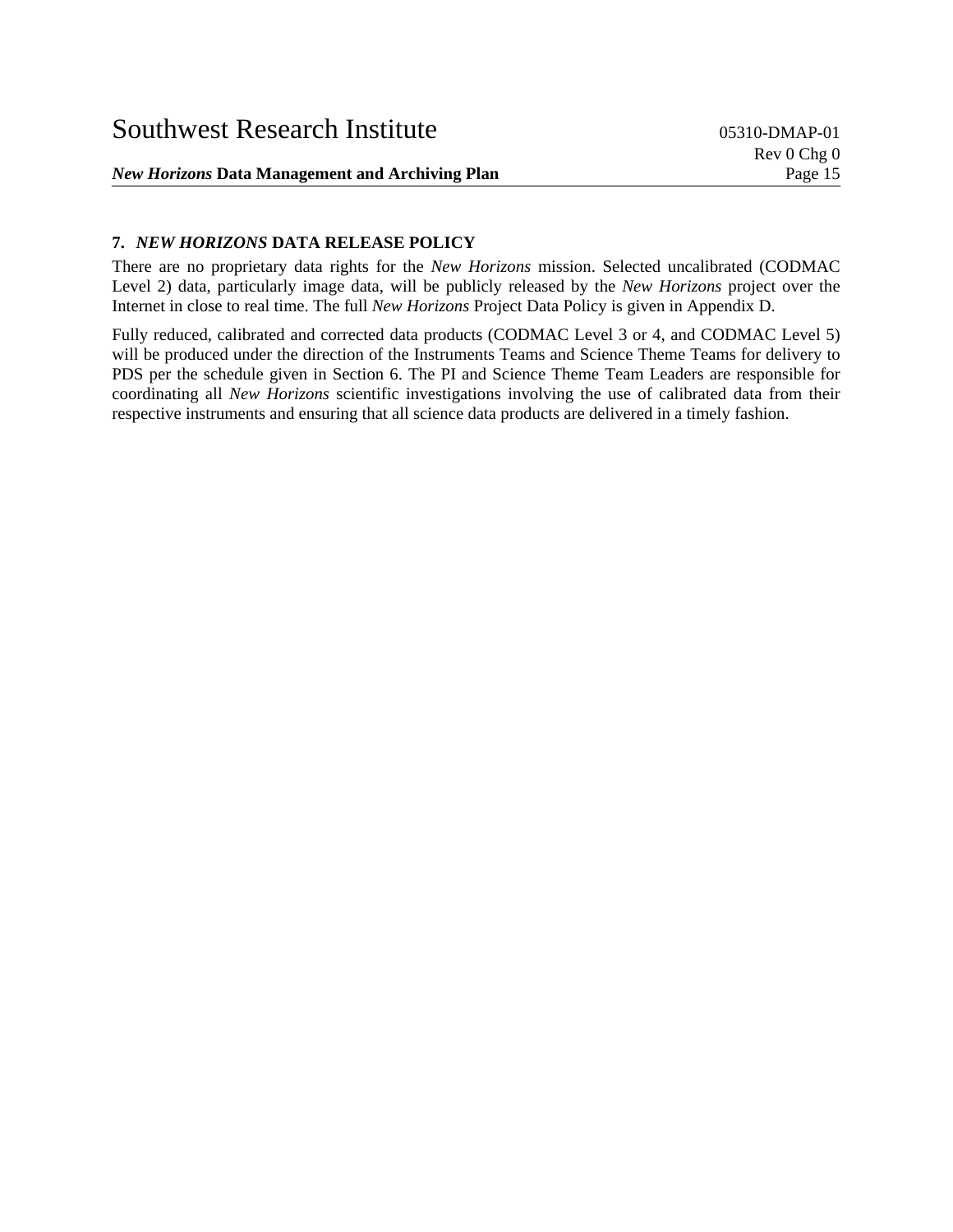## 7. *NEW HORIZONS* DATA RELEASE POLICY

There are no proprietary data rights for the *New Horizons* mission. Selected uncalibrated (CODMAC Level 2) data, particularly image data, will be publicly released by the *New Horizons* project over the Internet in close to real time. The full *New Horizons* Project Data Policy is given in Appendix D.

Fully reduced, calibrated and corrected data products (CODMAC Level 3 or 4, and CODMAC Level 5) will be produced under the direction of the Instruments Teams and Science Theme Teams for delivery to PDS per the schedule given in Section 6. The PI and Science Theme Team Leaders are responsible for coordinating all *New Horizons* scientific investigations involving the use of calibrated data from their respective instruments and ensuring that all science data products are delivered in a timely fashion.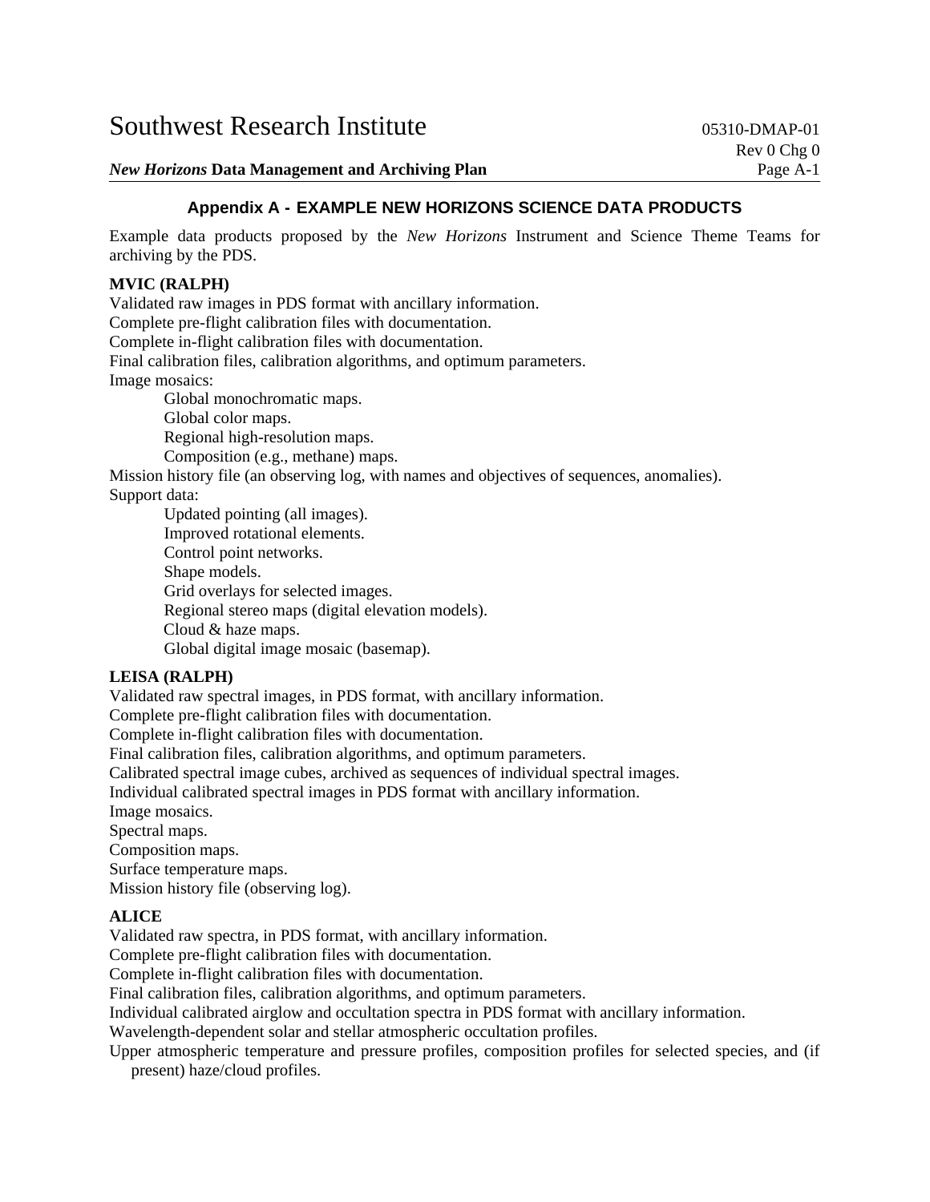## Appendix A - EXAMPLE NEW HORIZONS SCIENCE DATA PRODUCTS

Example data products proposed by the *New Horizons* Instrument and Science Theme Teams for archiving by the PDS.

**MVIC (RALPH)**

Validated raw images in PDS format with ancillary information.
Complete pre-flight calibration files with documentation.
Complete in-flight calibration files with documentation.
Final calibration files, calibration algorithms, and optimum parameters.
Image mosaics:

- Global monochromatic maps.
- Global color maps.
- Regional high-resolution maps.
- Composition (e.g., methane) maps.

Mission history file (an observing log, with names and objectives of sequences, anomalies).
Support data:

- Updated pointing (all images).
- Improved rotational elements.
- Control point networks.
- Shape models.
- Grid overlays for selected images.
- Regional stereo maps (digital elevation models).
- Cloud & haze maps.
- Global digital image mosaic (basemap).

**LEISA (RALPH)**

Validated raw spectral images, in PDS format, with ancillary information.
Complete pre-flight calibration files with documentation.
Complete in-flight calibration files with documentation.
Final calibration files, calibration algorithms, and optimum parameters.
Calibrated spectral image cubes, archived as sequences of individual spectral images.
Individual calibrated spectral images in PDS format with ancillary information.
Image mosaics.
Spectral maps.
Composition maps.
Surface temperature maps.
Mission history file (observing log).

**ALICE**

Validated raw spectra, in PDS format, with ancillary information.
Complete pre-flight calibration files with documentation.
Complete in-flight calibration files with documentation.
Final calibration files, calibration algorithms, and optimum parameters.
Individual calibrated airglow and occultation spectra in PDS format with ancillary information.
Wavelength-dependent solar and stellar atmospheric occultation profiles.
Upper atmospheric temperature and pressure profiles, composition profiles for selected species, and (if present) haze/cloud profiles.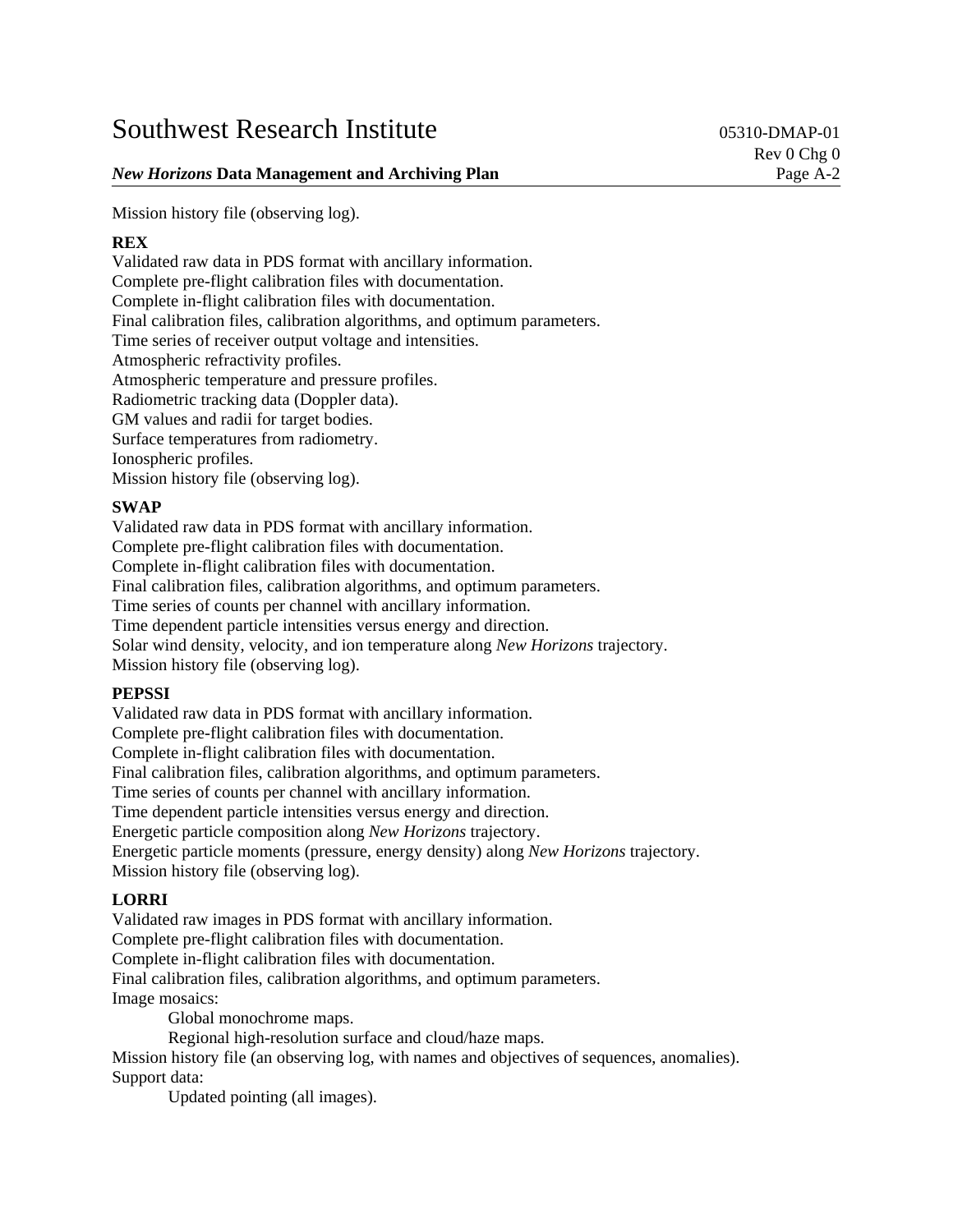Mission history file (observing log).

**REX**

Validated raw data in PDS format with ancillary information.
Complete pre-flight calibration files with documentation.
Complete in-flight calibration files with documentation.
Final calibration files, calibration algorithms, and optimum parameters.
Time series of receiver output voltage and intensities.
Atmospheric refractivity profiles.
Atmospheric temperature and pressure profiles.
Radiometric tracking data (Doppler data).
GM values and radii for target bodies.
Surface temperatures from radiometry.
Ionospheric profiles.
Mission history file (observing log).

**SWAP**

Validated raw data in PDS format with ancillary information.
Complete pre-flight calibration files with documentation.
Complete in-flight calibration files with documentation.
Final calibration files, calibration algorithms, and optimum parameters.
Time series of counts per channel with ancillary information.
Time dependent particle intensities versus energy and direction.
Solar wind density, velocity, and ion temperature along *New Horizons* trajectory.
Mission history file (observing log).

**PEPSSI**

Validated raw data in PDS format with ancillary information.
Complete pre-flight calibration files with documentation.
Complete in-flight calibration files with documentation.
Final calibration files, calibration algorithms, and optimum parameters.
Time series of counts per channel with ancillary information.
Time dependent particle intensities versus energy and direction.
Energetic particle composition along *New Horizons* trajectory.
Energetic particle moments (pressure, energy density) along *New Horizons* trajectory.
Mission history file (observing log).

**LORRI**

Validated raw images in PDS format with ancillary information.
Complete pre-flight calibration files with documentation.
Complete in-flight calibration files with documentation.
Final calibration files, calibration algorithms, and optimum parameters.
Image mosaics:

- Global monochrome maps.
- Regional high-resolution surface and cloud/haze maps.

Mission history file (an observing log, with names and objectives of sequences, anomalies).
Support data:

- Updated pointing (all images).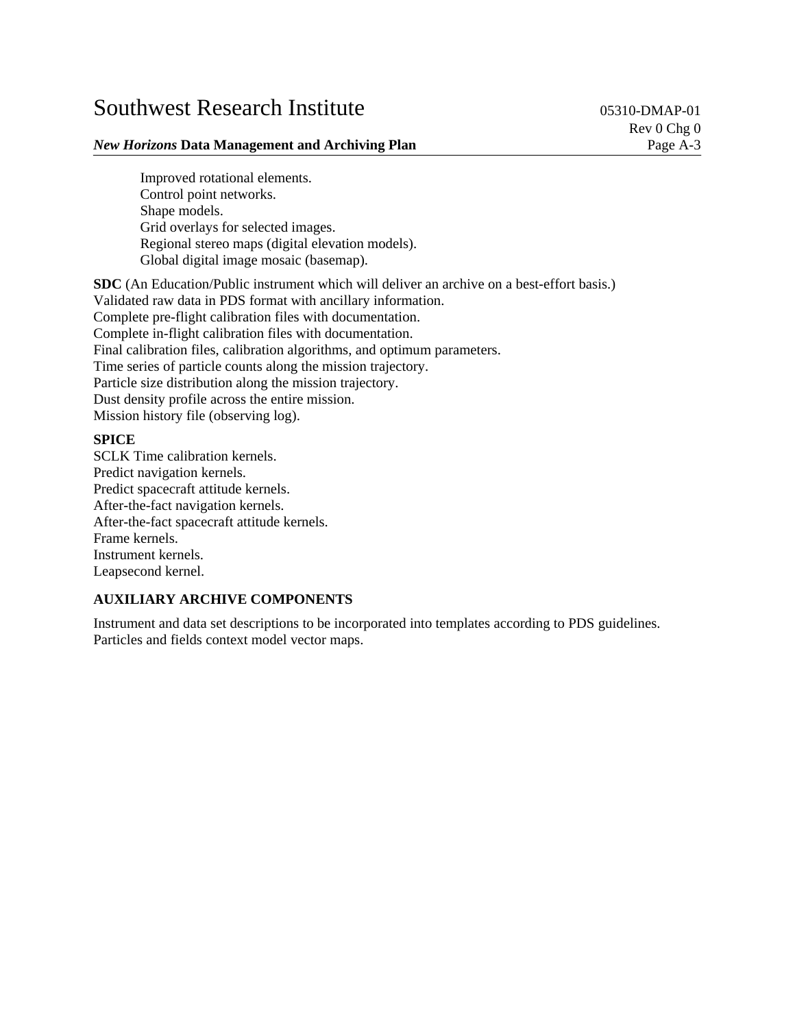Improved rotational elements.
Control point networks.
Shape models.
Grid overlays for selected images.
Regional stereo maps (digital elevation models).
Global digital image mosaic (basemap).

**SDC** (An Education/Public instrument which will deliver an archive on a best-effort basis.)
Validated raw data in PDS format with ancillary information.
Complete pre-flight calibration files with documentation.
Complete in-flight calibration files with documentation.
Final calibration files, calibration algorithms, and optimum parameters.
Time series of particle counts along the mission trajectory.
Particle size distribution along the mission trajectory.
Dust density profile across the entire mission.
Mission history file (observing log).

**SPICE**
SCLK Time calibration kernels.
Predict navigation kernels.
Predict spacecraft attitude kernels.
After-the-fact navigation kernels.
After-the-fact spacecraft attitude kernels.
Frame kernels.
Instrument kernels.
Leapsecond kernel.

**AUXILIARY ARCHIVE COMPONENTS**

Instrument and data set descriptions to be incorporated into templates according to PDS guidelines.
Particles and fields context model vector maps.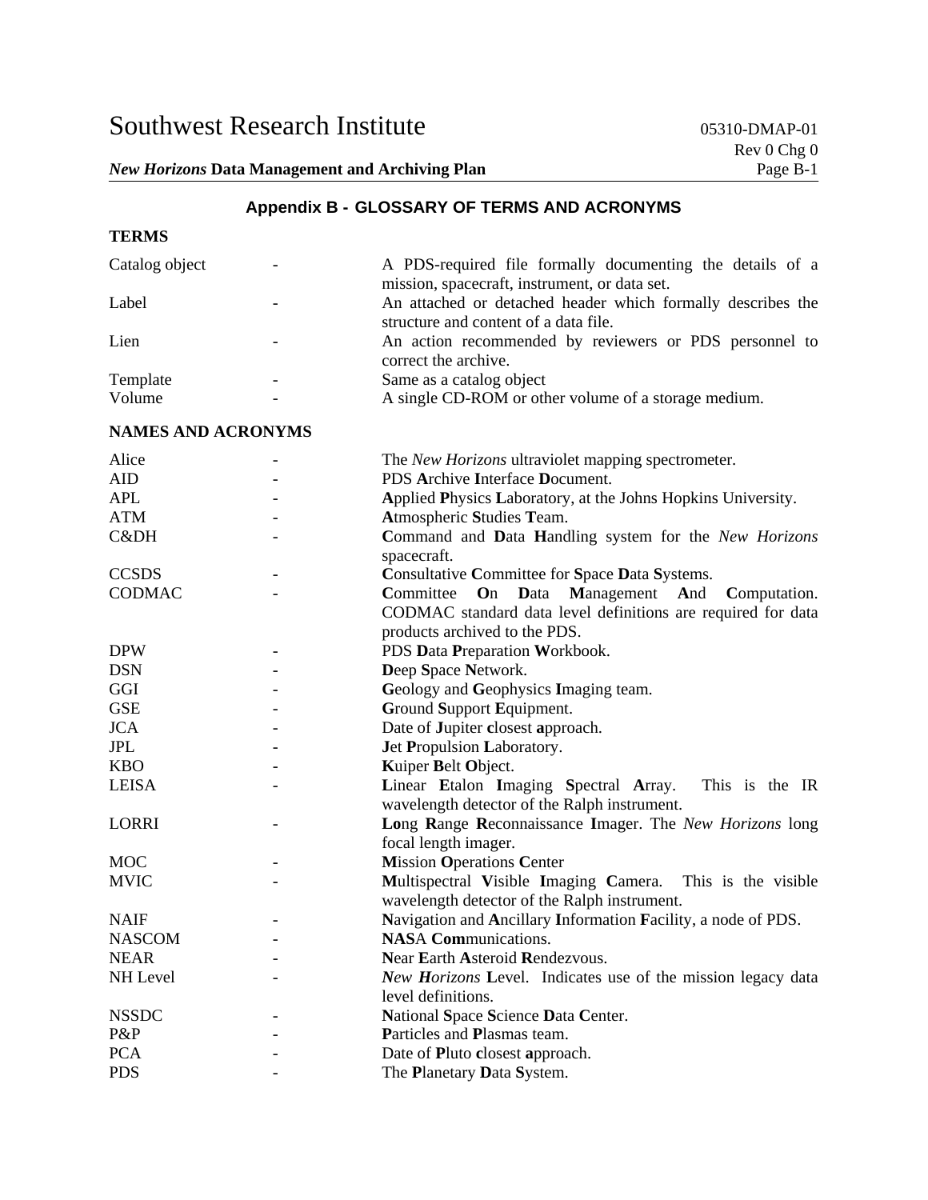## Appendix B - GLOSSARY OF TERMS AND ACRONYMS

**TERMS**

| | | |
|---|---|---|
| Catalog object | - | A PDS-required file formally documenting the details of a mission, spacecraft, instrument, or data set. |
| Label | - | An attached or detached header which formally describes the structure and content of a data file. |
| Lien | - | An action recommended by reviewers or PDS personnel to correct the archive. |
| Template | - | Same as a catalog object |
| Volume | - | A single CD-ROM or other volume of a storage medium. |

**NAMES AND ACRONYMS**

| | | |
|---|---|---|
| Alice | - | The *New Horizons* ultraviolet mapping spectrometer. |
| AID | - | PDS **A**rchive **I**nterface **D**ocument. |
| APL | - | **A**pplied **P**hysics **L**aboratory, at the Johns Hopkins University. |
| ATM | - | **A**tmospheric **S**tudies **T**eam. |
| C&DH | - | **C**ommand and **D**ata **H**andling system for the *New Horizons* spacecraft. |
| CCSDS | - | **C**onsultative **C**ommittee for **S**pace **D**ata **S**ystems. |
| CODMAC | - | **C**ommittee **O**n **D**ata **M**anagement **A**nd **C**omputation. CODMAC standard data level definitions are required for data products archived to the PDS. |
| DPW | - | PDS **D**ata **P**reparation **W**orkbook. |
| DSN | - | **D**eep **S**pace **N**etwork. |
| GGI | - | **G**eology and **G**eophysics **I**maging team. |
| GSE | - | **G**round **S**upport **E**quipment. |
| JCA | - | Date of **J**upiter **c**losest **a**pproach. |
| JPL | - | **J**et **P**ropulsion **L**aboratory. |
| KBO | - | **K**uiper **B**elt **O**bject. |
| LEISA | - | **L**inear **E**talon **I**maging **S**pectral **A**rray. This is the IR wavelength detector of the Ralph instrument. |
| LORRI | - | **Lo**ng **R**ange **R**econnaissance **I**mager. The *New Horizons* long focal length imager. |
| MOC | - | **M**ission **O**perations **C**enter |
| MVIC | - | **M**ultispectral **V**isible **I**maging **C**amera. This is the visible wavelength detector of the Ralph instrument. |
| NAIF | - | **N**avigation and **A**ncillary **I**nformation **F**acility, a node of PDS. |
| NASCOM | - | **NAS**A **Com**munications. |
| NEAR | - | **N**ear **E**arth **A**steroid **R**endezvous. |
| NH Level | - | ***N**ew **H**orizons* **L**evel. Indicates use of the mission legacy data level definitions. |
| NSSDC | - | **N**ational **S**pace **S**cience **D**ata **C**enter. |
| P&P | - | **P**articles and **P**lasmas team. |
| PCA | - | Date of **P**luto **c**losest **a**pproach. |
| PDS | - | The **P**lanetary **D**ata **S**ystem. |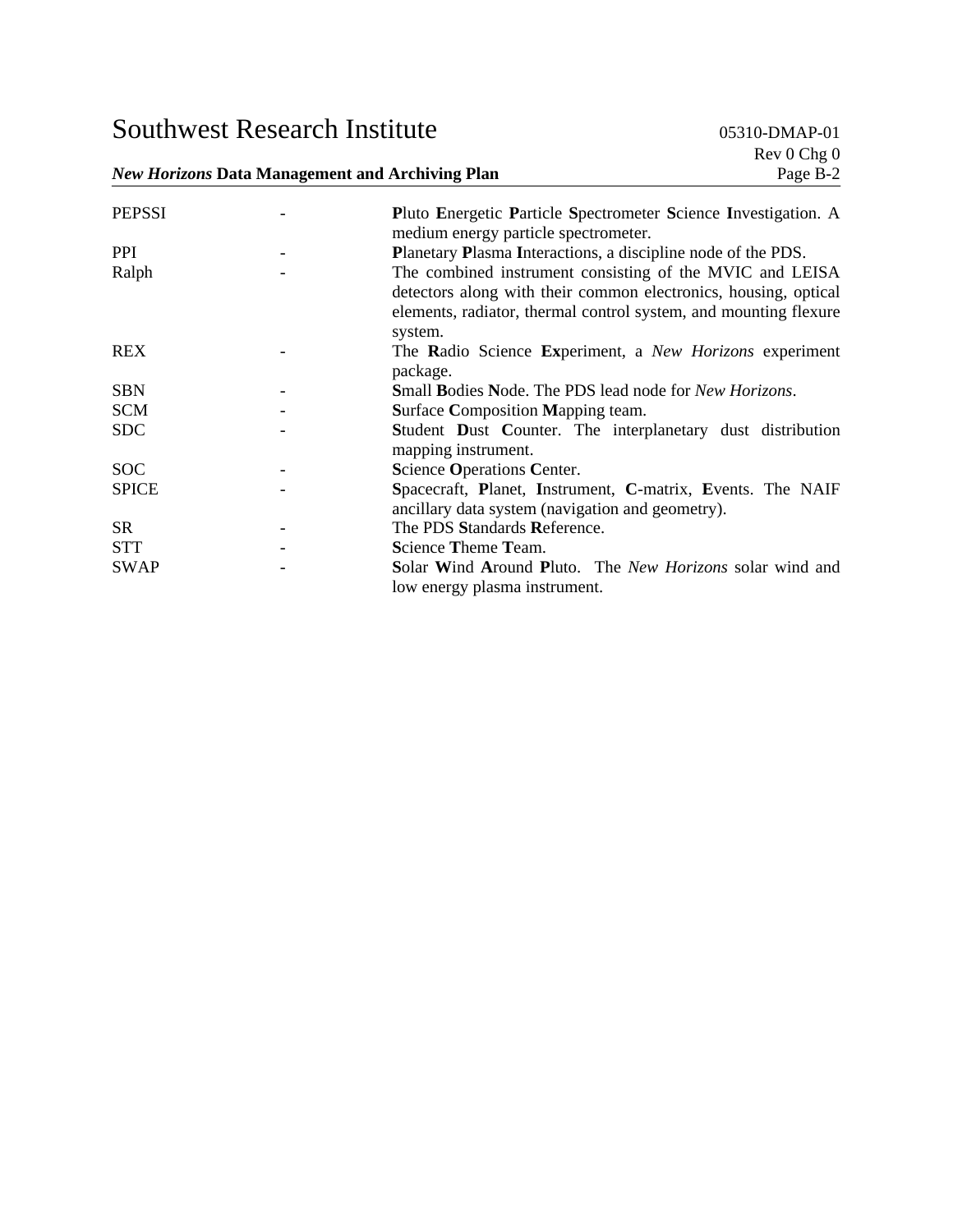| | | |
|---|---|---|
| PEPSSI | - | **P**luto **E**nergetic **P**article **S**pectrometer **S**cience **I**nvestigation. A medium energy particle spectrometer. |
| PPI | - | **P**lanetary **P**lasma **I**nteractions, a discipline node of the PDS. |
| Ralph | - | The combined instrument consisting of the MVIC and LEISA detectors along with their common electronics, housing, optical elements, radiator, thermal control system, and mounting flexure system. |
| REX | - | The **R**adio Science **Ex**periment, a *New Horizons* experiment package. |
| SBN | - | **S**mall **B**odies **N**ode. The PDS lead node for *New Horizons*. |
| SCM | - | **S**urface **C**omposition **M**apping team. |
| SDC | - | **S**tudent **D**ust **C**ounter. The interplanetary dust distribution mapping instrument. |
| SOC | - | **S**cience **O**perations **C**enter. |
| SPICE | - | **S**pacecraft, **P**lanet, **I**nstrument, **C**-matrix, **E**vents. The NAIF ancillary data system (navigation and geometry). |
| SR | - | The PDS **S**tandards **R**eference. |
| STT | - | **S**cience **T**heme **T**eam. |
| SWAP | - | **S**olar **W**ind **A**round **P**luto. The *New Horizons* solar wind and low energy plasma instrument. |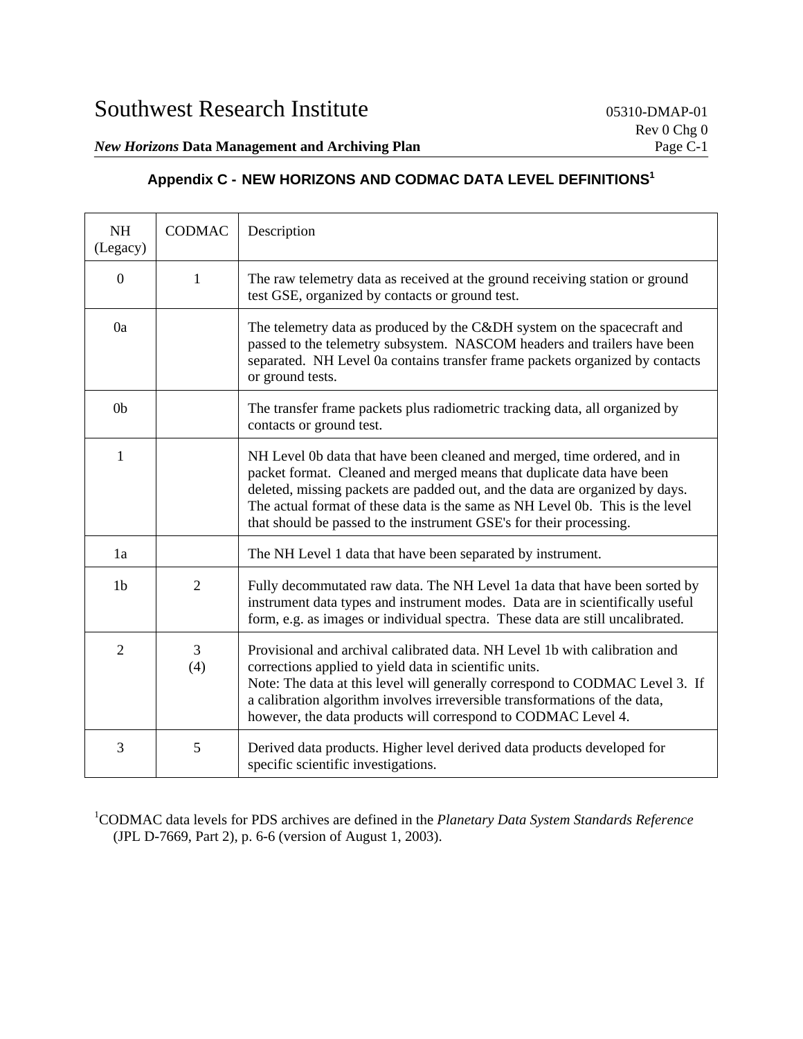## Appendix C - NEW HORIZONS AND CODMAC DATA LEVEL DEFINITIONS[1]

| NH (Legacy) | CODMAC | Description |
|---|---|---|
| 0 | 1 | The raw telemetry data as received at the ground receiving station or ground test GSE, organized by contacts or ground test. |
| 0a | | The telemetry data as produced by the C&DH system on the spacecraft and passed to the telemetry subsystem. NASCOM headers and trailers have been separated. NH Level 0a contains transfer frame packets organized by contacts or ground tests. |
| 0b | | The transfer frame packets plus radiometric tracking data, all organized by contacts or ground test. |
| 1 | | NH Level 0b data that have been cleaned and merged, time ordered, and in packet format. Cleaned and merged means that duplicate data have been deleted, missing packets are padded out, and the data are organized by days. The actual format of these data is the same as NH Level 0b. This is the level that should be passed to the instrument GSE's for their processing. |
| 1a | | The NH Level 1 data that have been separated by instrument. |
| 1b | 2 | Fully decommutated raw data. The NH Level 1a data that have been sorted by instrument data types and instrument modes. Data are in scientifically useful form, e.g. as images or individual spectra. These data are still uncalibrated. |
| 2 | 3 (4) | Provisional and archival calibrated data. NH Level 1b with calibration and corrections applied to yield data in scientific units. Note: The data at this level will generally correspond to CODMAC Level 3. If a calibration algorithm involves irreversible transformations of the data, however, the data products will correspond to CODMAC Level 4. |
| 3 | 5 | Derived data products. Higher level derived data products developed for specific scientific investigations. |

[1]CODMAC data levels for PDS archives are defined in the *Planetary Data System Standards Reference* (JPL D-7669, Part 2), p. 6-6 (version of August 1, 2003).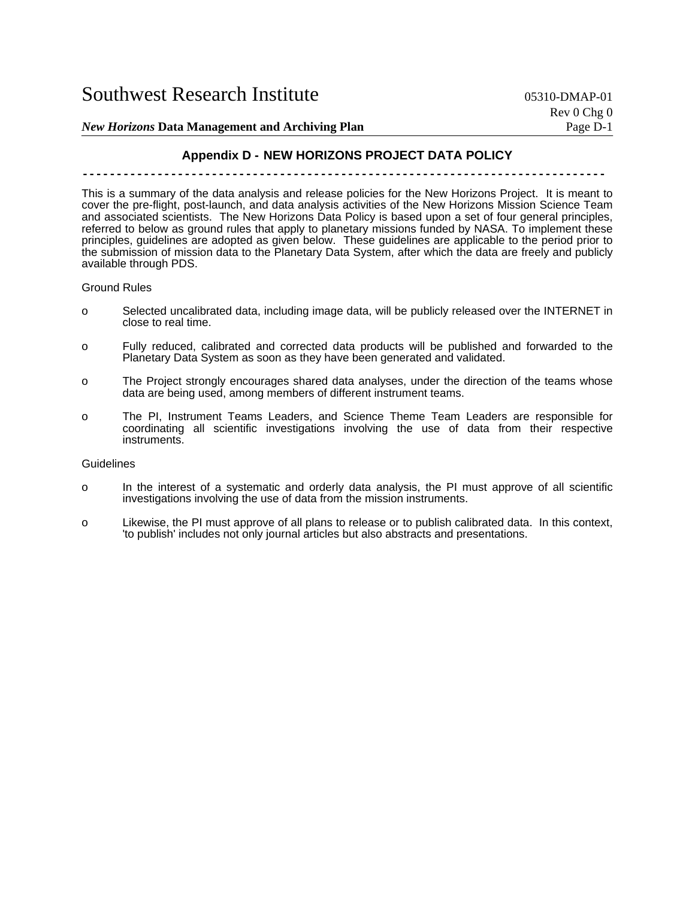## Appendix D - NEW HORIZONS PROJECT DATA POLICY

This is a summary of the data analysis and release policies for the New Horizons Project. It is meant to cover the pre-flight, post-launch, and data analysis activities of the New Horizons Mission Science Team and associated scientists. The New Horizons Data Policy is based upon a set of four general principles, referred to below as ground rules that apply to planetary missions funded by NASA. To implement these principles, guidelines are adopted as given below. These guidelines are applicable to the period prior to the submission of mission data to the Planetary Data System, after which the data are freely and publicly available through PDS.

Ground Rules

- Selected uncalibrated data, including image data, will be publicly released over the INTERNET in close to real time.
- Fully reduced, calibrated and corrected data products will be published and forwarded to the Planetary Data System as soon as they have been generated and validated.
- The Project strongly encourages shared data analyses, under the direction of the teams whose data are being used, among members of different instrument teams.
- The PI, Instrument Teams Leaders, and Science Theme Team Leaders are responsible for coordinating all scientific investigations involving the use of data from their respective instruments.

Guidelines

- In the interest of a systematic and orderly data analysis, the PI must approve of all scientific investigations involving the use of data from the mission instruments.
- Likewise, the PI must approve of all plans to release or to publish calibrated data. In this context, 'to publish' includes not only journal articles but also abstracts and presentations.